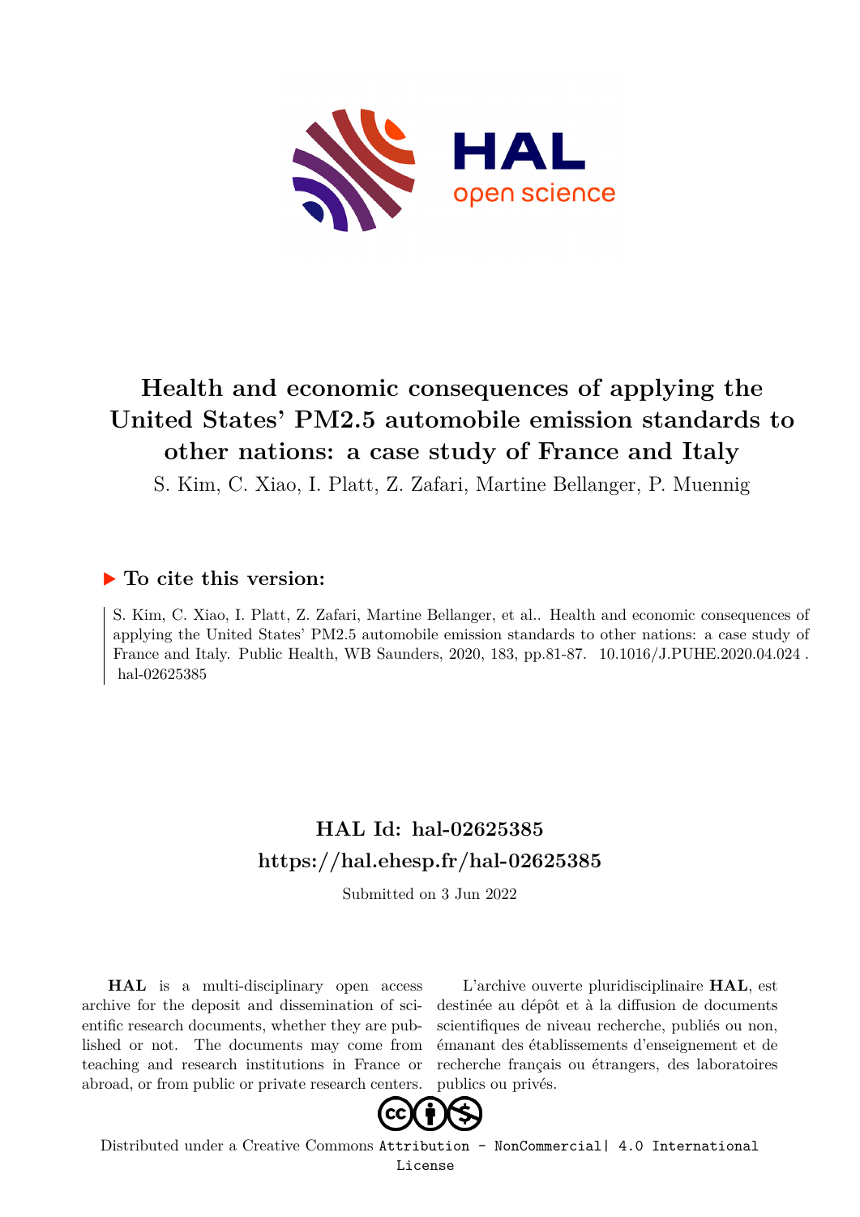# Health and economic consequences of applying the United States' PM2.5 automobile emission standards to other nations: a case study of France and Italy

S. Kim, C. Xiao, I. Platt, Z. Zafari, Martine Bellanger, P. Muennig

## ▶ To cite this version:

S. Kim, C. Xiao, I. Platt, Z. Zafari, Martine Bellanger, et al.. Health and economic consequences of applying the United States' PM2.5 automobile emission standards to other nations: a case study of France and Italy. Public Health, WB Saunders, 2020, 183, pp.81-87. 10.1016/J.PUHE.2020.04.024 . hal-02625385

## HAL Id: hal-02625385
## https://hal.ehesp.fr/hal-02625385

Submitted on 3 Jun 2022

**HAL** is a multi-disciplinary open access archive for the deposit and dissemination of scientific research documents, whether they are published or not. The documents may come from teaching and research institutions in France or abroad, or from public or private research centers.

L'archive ouverte pluridisciplinaire **HAL**, est destinée au dépôt et à la diffusion de documents scientifiques de niveau recherche, publiés ou non, émanant des établissements d'enseignement et de recherche français ou étrangers, des laboratoires publics ou privés.

Distributed under a Creative Commons Attribution - NonCommercial| 4.0 International License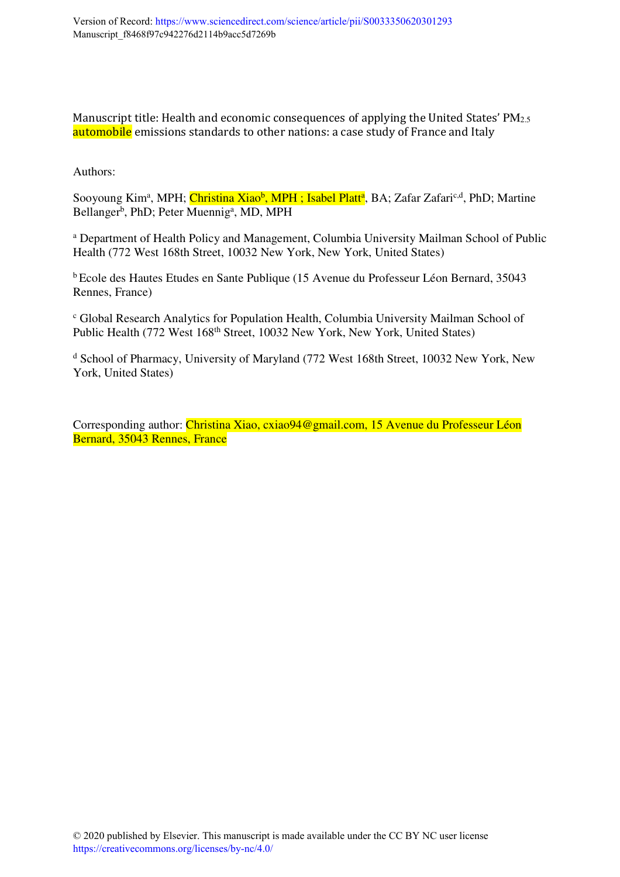Version of Record: https://www.sciencedirect.com/science/article/pii/S0033350620301293
Manuscript_f8468f97c942276d2114b9acc5d7269b

Manuscript title: Health and economic consequences of applying the United States' $PM_{2.5}$ automobile emissions standards to other nations: a case study of France and Italy

Authors:

Sooyoung Kim[a], MPH; Christina Xiao[b], MPH ; Isabel Platt[a], BA; Zafar Zafari[c,d], PhD; Martine Bellanger[b], PhD; Peter Muennig[a], MD, MPH

[a] Department of Health Policy and Management, Columbia University Mailman School of Public Health (772 West 168th Street, 10032 New York, New York, United States)

[b] Ecole des Hautes Etudes en Sante Publique (15 Avenue du Professeur Léon Bernard, 35043 Rennes, France)

[c] Global Research Analytics for Population Health, Columbia University Mailman School of Public Health (772 West 168th Street, 10032 New York, New York, United States)

[d] School of Pharmacy, University of Maryland (772 West 168th Street, 10032 New York, New York, United States)

Corresponding author: Christina Xiao, cxiao94@gmail.com, 15 Avenue du Professeur Léon Bernard, 35043 Rennes, France

© 2020 published by Elsevier. This manuscript is made available under the CC BY NC user license https://creativecommons.org/licenses/by-nc/4.0/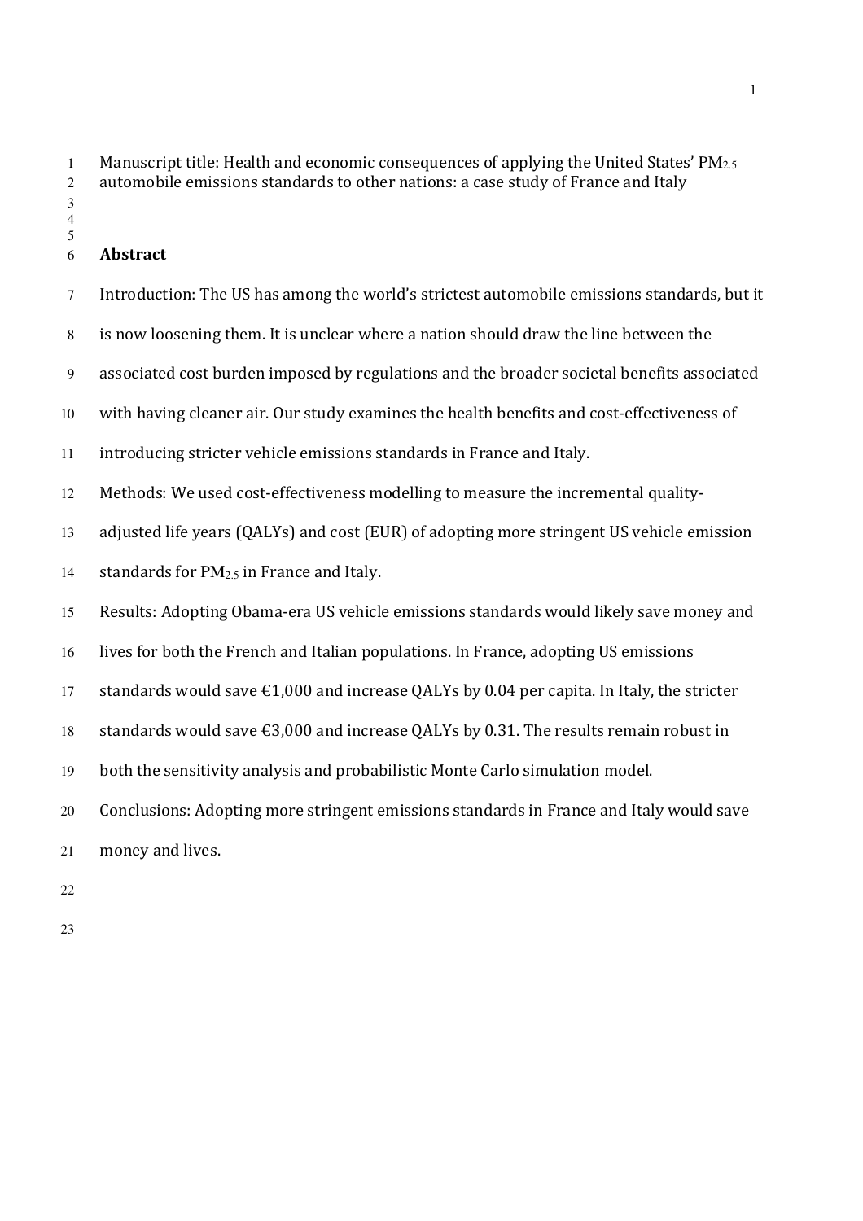Manuscript title: Health and economic consequences of applying the United States' $PM_{2.5}$ automobile emissions standards to other nations: a case study of France and Italy

## Abstract

Introduction: The US has among the world's strictest automobile emissions standards, but it is now loosening them. It is unclear where a nation should draw the line between the associated cost burden imposed by regulations and the broader societal benefits associated with having cleaner air. Our study examines the health benefits and cost-effectiveness of introducing stricter vehicle emissions standards in France and Italy.

Methods: We used cost-effectiveness modelling to measure the incremental quality-adjusted life years (QALYs) and cost (EUR) of adopting more stringent US vehicle emission standards for $PM_{2.5}$ in France and Italy.

Results: Adopting Obama-era US vehicle emissions standards would likely save money and lives for both the French and Italian populations. In France, adopting US emissions standards would save €1,000 and increase QALYs by 0.04 per capita. In Italy, the stricter standards would save €3,000 and increase QALYs by 0.31. The results remain robust in both the sensitivity analysis and probabilistic Monte Carlo simulation model.

Conclusions: Adopting more stringent emissions standards in France and Italy would save money and lives.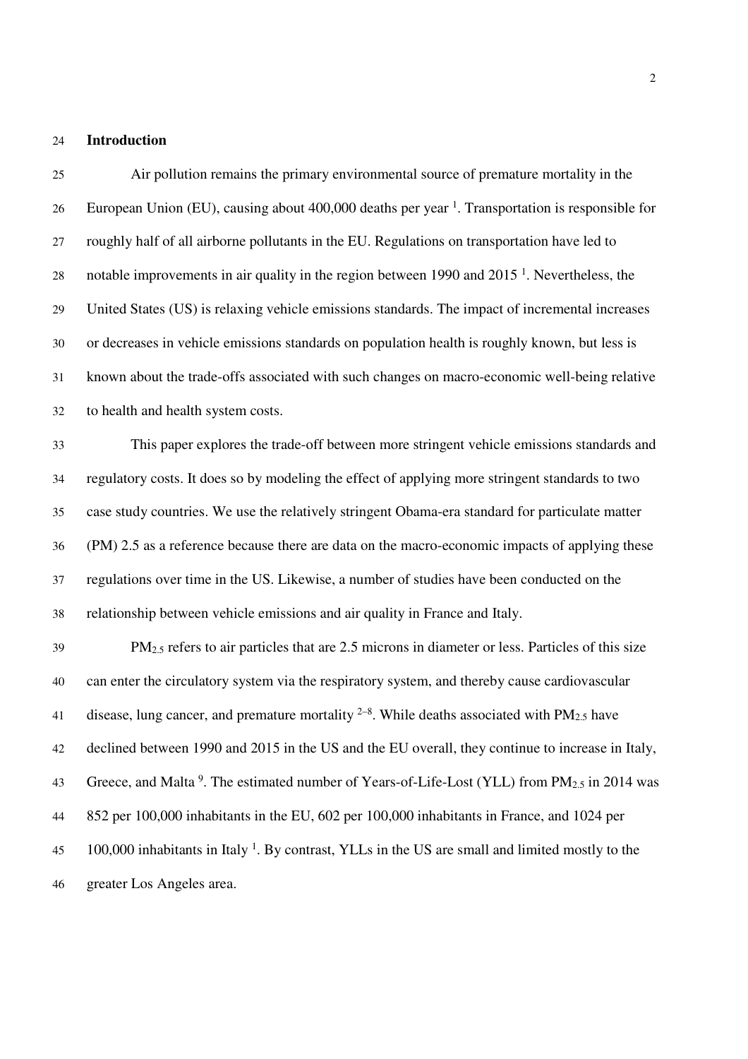## Introduction

Air pollution remains the primary environmental source of premature mortality in the European Union (EU), causing about 400,000 deaths per year [1]. Transportation is responsible for roughly half of all airborne pollutants in the EU. Regulations on transportation have led to notable improvements in air quality in the region between 1990 and 2015 [1]. Nevertheless, the United States (US) is relaxing vehicle emissions standards. The impact of incremental increases or decreases in vehicle emissions standards on population health is roughly known, but less is known about the trade-offs associated with such changes on macro-economic well-being relative to health and health system costs.

This paper explores the trade-off between more stringent vehicle emissions standards and regulatory costs. It does so by modeling the effect of applying more stringent standards to two case study countries. We use the relatively stringent Obama-era standard for particulate matter (PM) 2.5 as a reference because there are data on the macro-economic impacts of applying these regulations over time in the US. Likewise, a number of studies have been conducted on the relationship between vehicle emissions and air quality in France and Italy.

$PM_{2.5}$ refers to air particles that are 2.5 microns in diameter or less. Particles of this size can enter the circulatory system via the respiratory system, and thereby cause cardiovascular disease, lung cancer, and premature mortality [2–8]. While deaths associated with $PM_{2.5}$ have declined between 1990 and 2015 in the US and the EU overall, they continue to increase in Italy, Greece, and Malta [9]. The estimated number of Years-of-Life-Lost (YLL) from $PM_{2.5}$ in 2014 was 852 per 100,000 inhabitants in the EU, 602 per 100,000 inhabitants in France, and 1024 per 100,000 inhabitants in Italy [1]. By contrast, YLLs in the US are small and limited mostly to the greater Los Angeles area.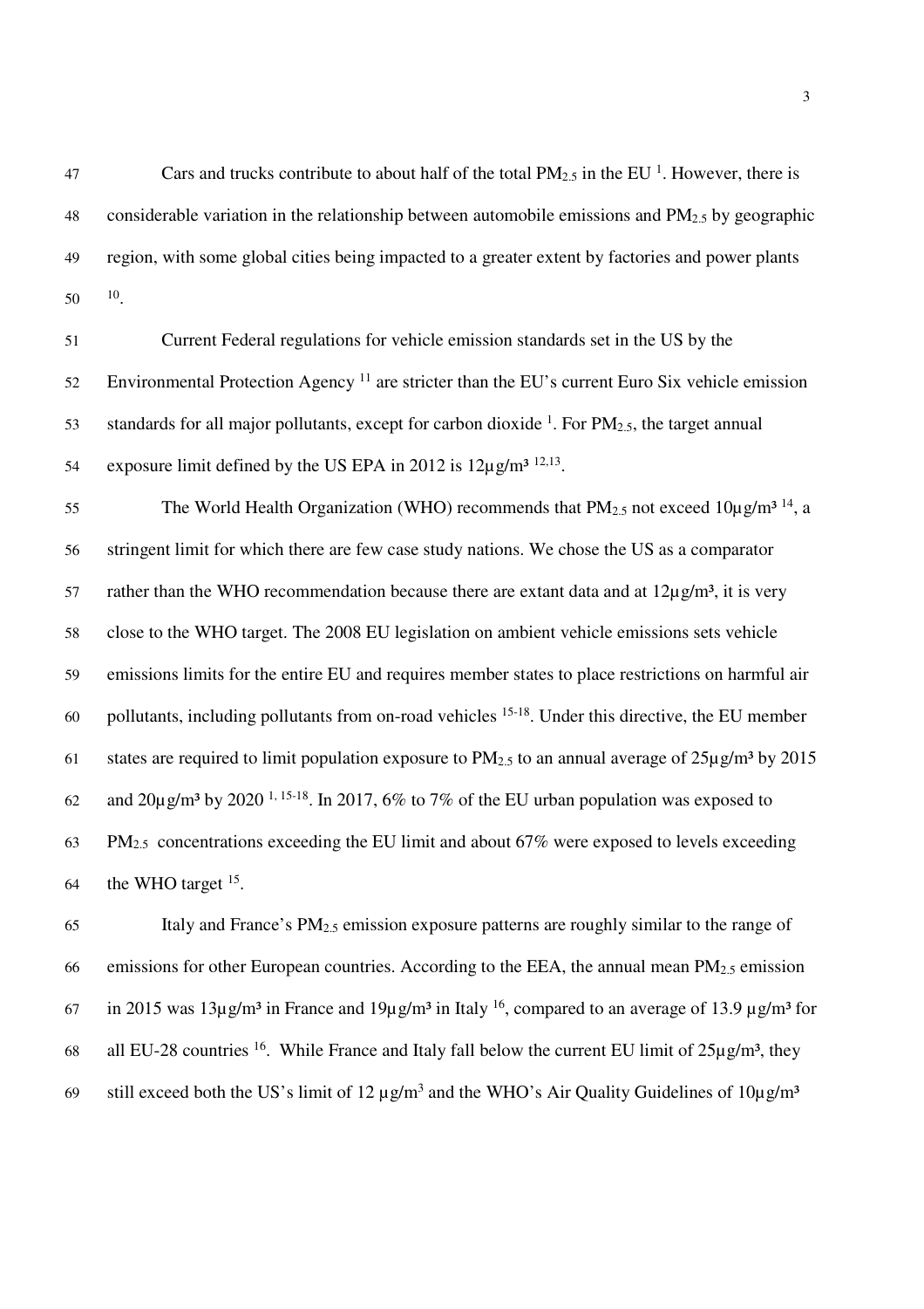Cars and trucks contribute to about half of the total $PM_{2.5}$ in the EU [1]. However, there is considerable variation in the relationship between automobile emissions and $PM_{2.5}$ by geographic region, with some global cities being impacted to a greater extent by factories and power plants [10].

Current Federal regulations for vehicle emission standards set in the US by the Environmental Protection Agency [11] are stricter than the EU's current Euro Six vehicle emission standards for all major pollutants, except for carbon dioxide [1]. For $PM_{2.5}$, the target annual exposure limit defined by the US EPA in 2012 is 12µg/m³ [12,13].

The World Health Organization (WHO) recommends that $PM_{2.5}$ not exceed 10µg/m³ [14], a stringent limit for which there are few case study nations. We chose the US as a comparator rather than the WHO recommendation because there are extant data and at 12µg/m³, it is very close to the WHO target. The 2008 EU legislation on ambient vehicle emissions sets vehicle emissions limits for the entire EU and requires member states to place restrictions on harmful air pollutants, including pollutants from on-road vehicles [15-18]. Under this directive, the EU member states are required to limit population exposure to $PM_{2.5}$ to an annual average of 25µg/m³ by 2015 and 20µg/m³ by 2020 [1, 15-18]. In 2017, 6% to 7% of the EU urban population was exposed to $PM_{2.5}$ concentrations exceeding the EU limit and about 67% were exposed to levels exceeding the WHO target [15].

Italy and France's $PM_{2.5}$ emission exposure patterns are roughly similar to the range of emissions for other European countries. According to the EEA, the annual mean $PM_{2.5}$ emission in 2015 was 13µg/m³ in France and 19µg/m³ in Italy [16], compared to an average of 13.9 µg/m³ for all EU-28 countries [16]. While France and Italy fall below the current EU limit of 25µg/m³, they still exceed both the US's limit of 12 µg/m³ and the WHO's Air Quality Guidelines of 10µg/m³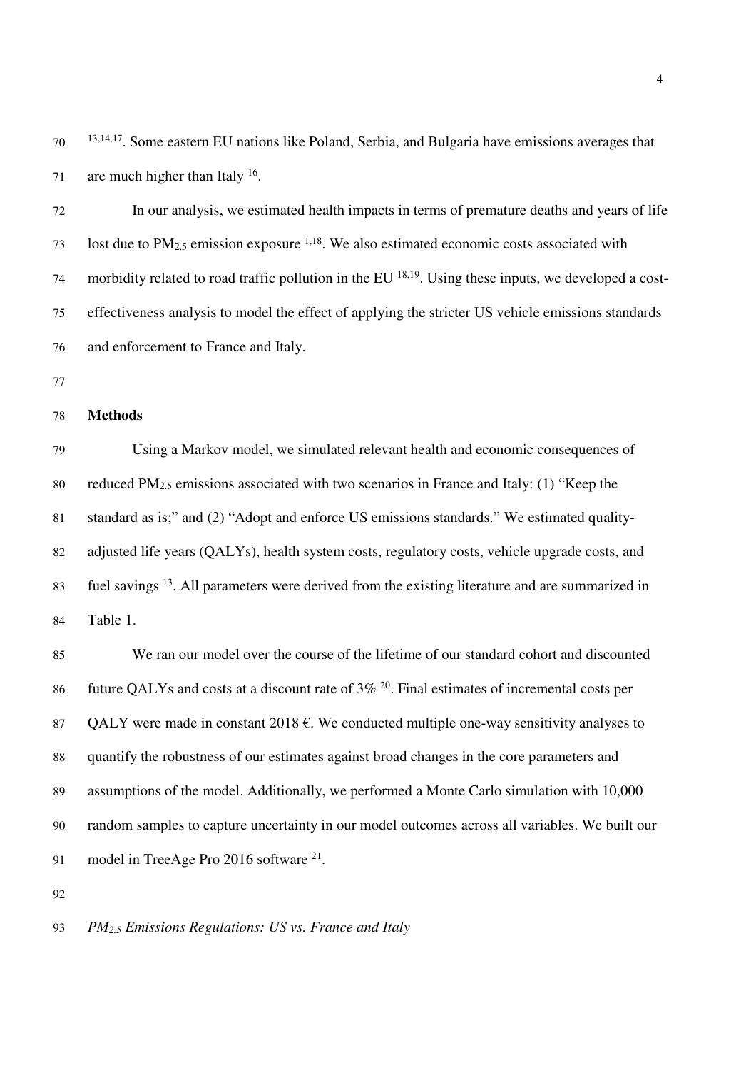[13,14,17]. Some eastern EU nations like Poland, Serbia, and Bulgaria have emissions averages that are much higher than Italy [16].

In our analysis, we estimated health impacts in terms of premature deaths and years of life lost due to $PM_{2.5}$ emission exposure [1,18]. We also estimated economic costs associated with morbidity related to road traffic pollution in the EU [18,19]. Using these inputs, we developed a cost-effectiveness analysis to model the effect of applying the stricter US vehicle emissions standards and enforcement to France and Italy.

## Methods

Using a Markov model, we simulated relevant health and economic consequences of reduced $PM_{2.5}$ emissions associated with two scenarios in France and Italy: (1) "Keep the standard as is;" and (2) "Adopt and enforce US emissions standards." We estimated quality-adjusted life years (QALYs), health system costs, regulatory costs, vehicle upgrade costs, and fuel savings [13]. All parameters were derived from the existing literature and are summarized in Table 1.

We ran our model over the course of the lifetime of our standard cohort and discounted future QALYs and costs at a discount rate of 3% [20]. Final estimates of incremental costs per QALY were made in constant 2018 €. We conducted multiple one-way sensitivity analyses to quantify the robustness of our estimates against broad changes in the core parameters and assumptions of the model. Additionally, we performed a Monte Carlo simulation with 10,000 random samples to capture uncertainty in our model outcomes across all variables. We built our model in TreeAge Pro 2016 software [21].

### *$PM_{2.5}$ Emissions Regulations: US vs. France and Italy*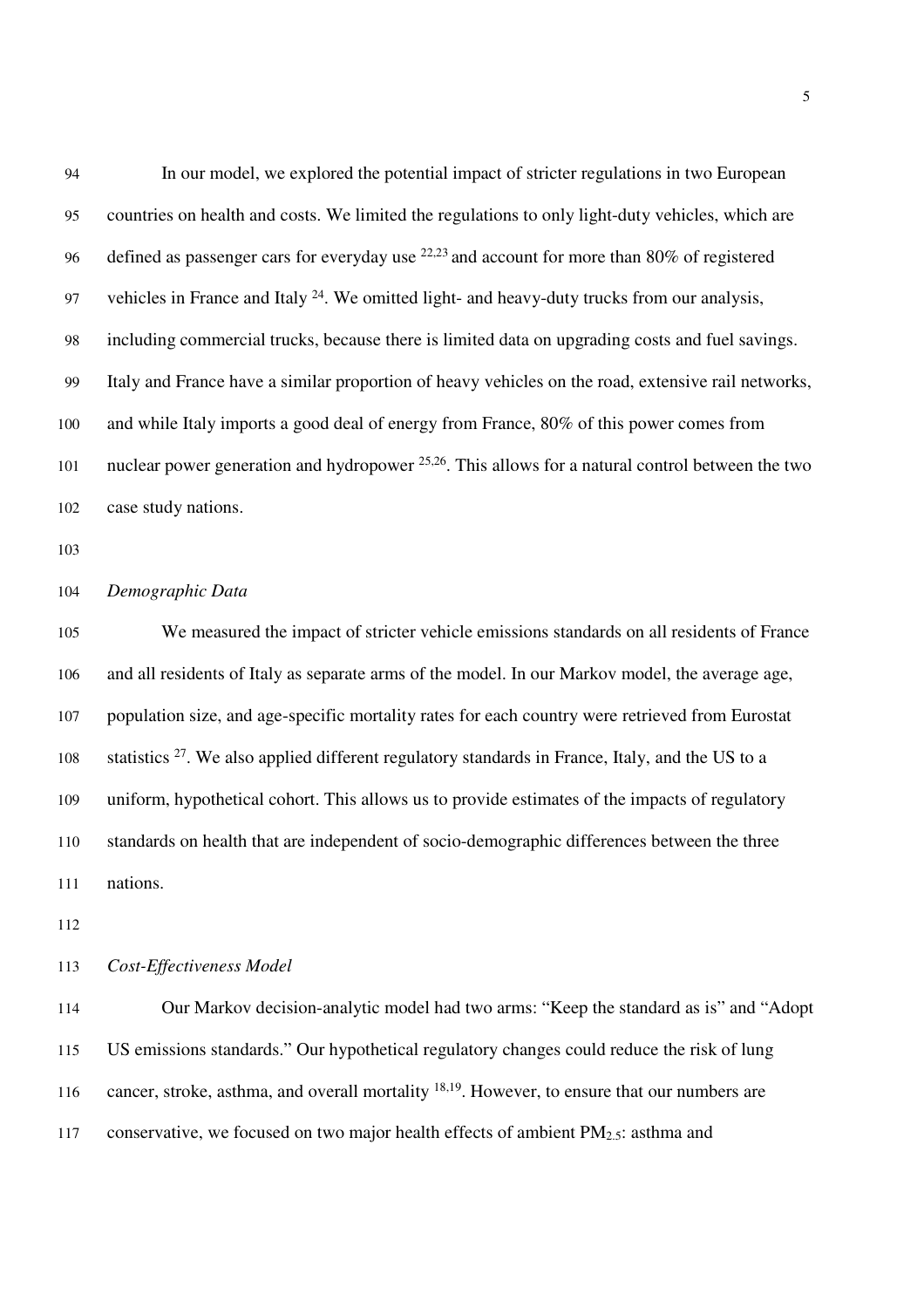In our model, we explored the potential impact of stricter regulations in two European countries on health and costs. We limited the regulations to only light-duty vehicles, which are defined as passenger cars for everyday use [22,23] and account for more than 80% of registered vehicles in France and Italy [24]. We omitted light- and heavy-duty trucks from our analysis, including commercial trucks, because there is limited data on upgrading costs and fuel savings. Italy and France have a similar proportion of heavy vehicles on the road, extensive rail networks, and while Italy imports a good deal of energy from France, 80% of this power comes from nuclear power generation and hydropower [25,26]. This allows for a natural control between the two case study nations.

*Demographic Data*

We measured the impact of stricter vehicle emissions standards on all residents of France and all residents of Italy as separate arms of the model. In our Markov model, the average age, population size, and age-specific mortality rates for each country were retrieved from Eurostat statistics [27]. We also applied different regulatory standards in France, Italy, and the US to a uniform, hypothetical cohort. This allows us to provide estimates of the impacts of regulatory standards on health that are independent of socio-demographic differences between the three nations.

*Cost-Effectiveness Model*

Our Markov decision-analytic model had two arms: "Keep the standard as is" and "Adopt US emissions standards." Our hypothetical regulatory changes could reduce the risk of lung cancer, stroke, asthma, and overall mortality [18,19]. However, to ensure that our numbers are conservative, we focused on two major health effects of ambient $PM_{2.5}$: asthma and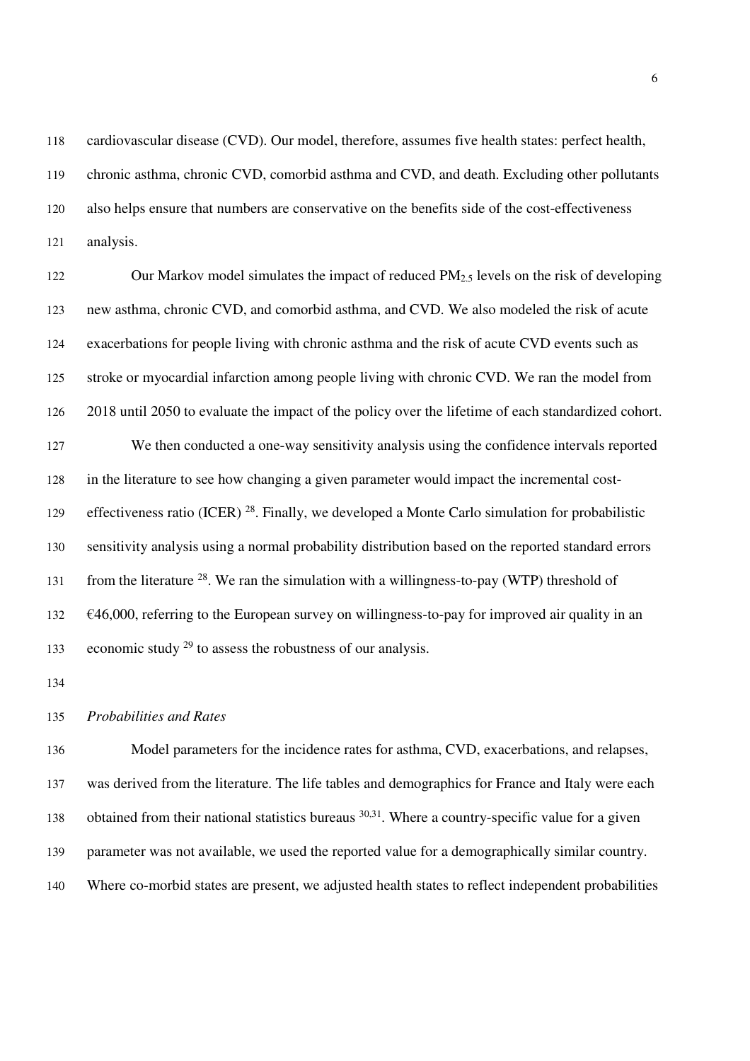cardiovascular disease (CVD). Our model, therefore, assumes five health states: perfect health, chronic asthma, chronic CVD, comorbid asthma and CVD, and death. Excluding other pollutants also helps ensure that numbers are conservative on the benefits side of the cost-effectiveness analysis.

Our Markov model simulates the impact of reduced $PM_{2.5}$ levels on the risk of developing new asthma, chronic CVD, and comorbid asthma, and CVD. We also modeled the risk of acute exacerbations for people living with chronic asthma and the risk of acute CVD events such as stroke or myocardial infarction among people living with chronic CVD. We ran the model from 2018 until 2050 to evaluate the impact of the policy over the lifetime of each standardized cohort.

We then conducted a one-way sensitivity analysis using the confidence intervals reported in the literature to see how changing a given parameter would impact the incremental cost-effectiveness ratio (ICER) [28]. Finally, we developed a Monte Carlo simulation for probabilistic sensitivity analysis using a normal probability distribution based on the reported standard errors from the literature [28]. We ran the simulation with a willingness-to-pay (WTP) threshold of €46,000, referring to the European survey on willingness-to-pay for improved air quality in an economic study [29] to assess the robustness of our analysis.

*Probabilities and Rates*

Model parameters for the incidence rates for asthma, CVD, exacerbations, and relapses, was derived from the literature. The life tables and demographics for France and Italy were each obtained from their national statistics bureaus [30,31]. Where a country-specific value for a given parameter was not available, we used the reported value for a demographically similar country. Where co-morbid states are present, we adjusted health states to reflect independent probabilities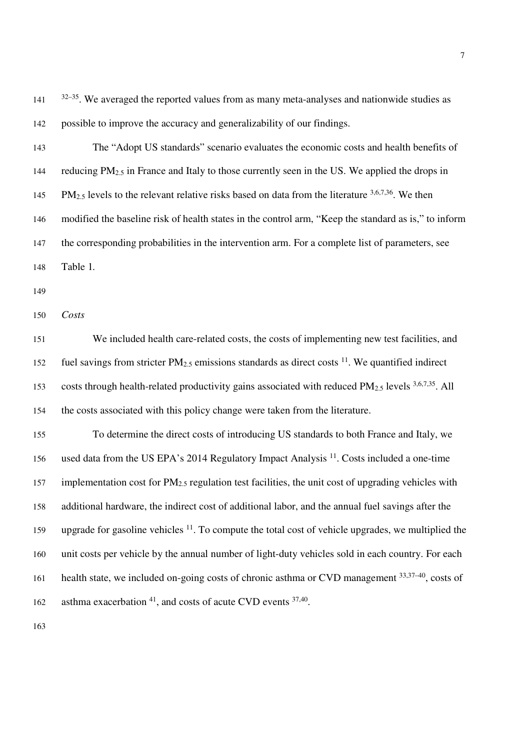[32–35]. We averaged the reported values from as many meta-analyses and nationwide studies as possible to improve the accuracy and generalizability of our findings.

The "Adopt US standards" scenario evaluates the economic costs and health benefits of reducing $PM_{2.5}$ in France and Italy to those currently seen in the US. We applied the drops in $PM_{2.5}$ levels to the relevant relative risks based on data from the literature [3,6,7,36]. We then modified the baseline risk of health states in the control arm, "Keep the standard as is," to inform the corresponding probabilities in the intervention arm. For a complete list of parameters, see Table 1.

*Costs*

We included health care-related costs, the costs of implementing new test facilities, and fuel savings from stricter $PM_{2.5}$ emissions standards as direct costs [11]. We quantified indirect costs through health-related productivity gains associated with reduced $PM_{2.5}$ levels [3,6,7,35]. All the costs associated with this policy change were taken from the literature.

To determine the direct costs of introducing US standards to both France and Italy, we used data from the US EPA's 2014 Regulatory Impact Analysis [11]. Costs included a one-time implementation cost for $PM_{2.5}$ regulation test facilities, the unit cost of upgrading vehicles with additional hardware, the indirect cost of additional labor, and the annual fuel savings after the upgrade for gasoline vehicles [11]. To compute the total cost of vehicle upgrades, we multiplied the unit costs per vehicle by the annual number of light-duty vehicles sold in each country. For each health state, we included on-going costs of chronic asthma or CVD management [33,37–40], costs of asthma exacerbation [41], and costs of acute CVD events [37,40].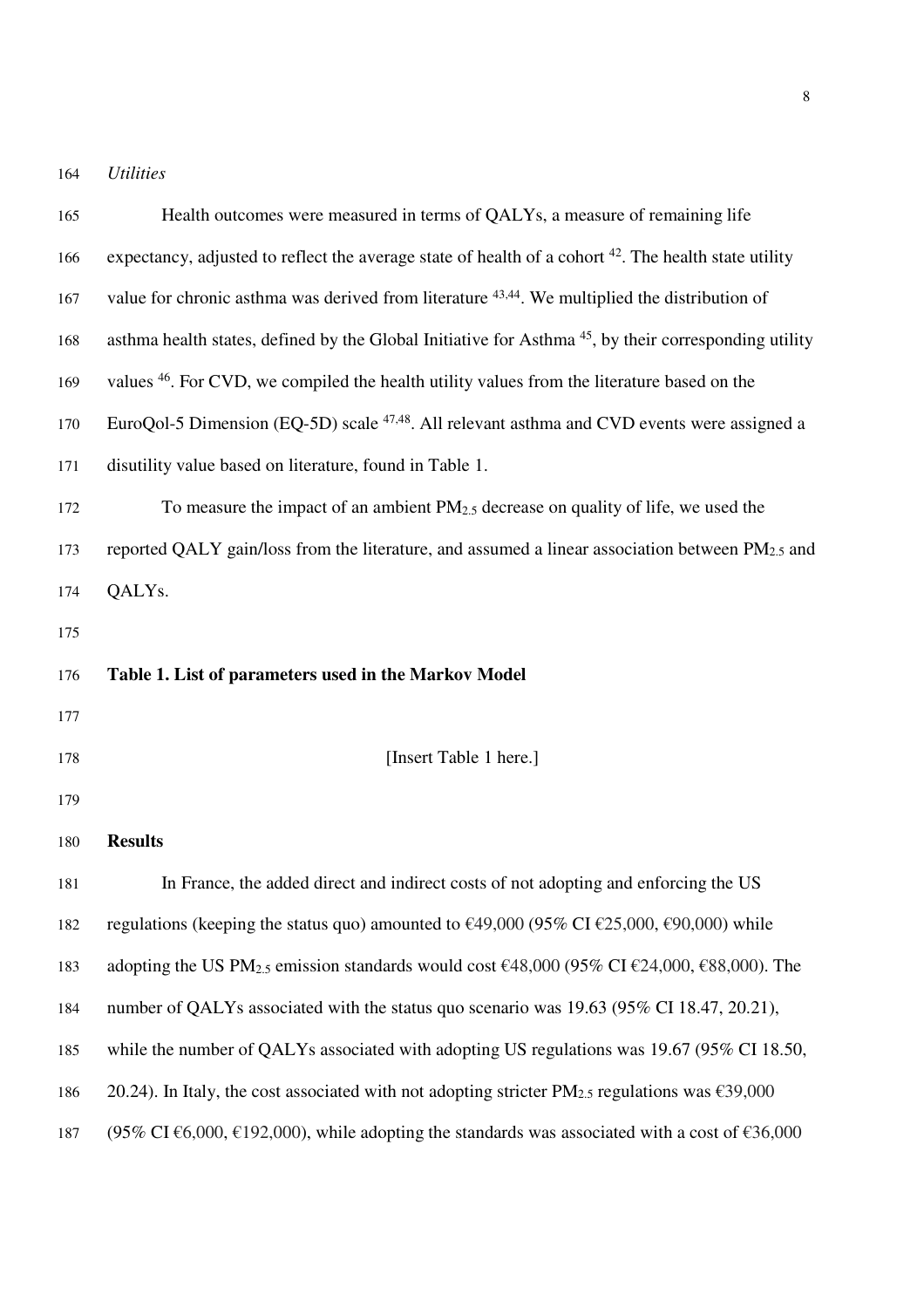*Utilities*

Health outcomes were measured in terms of QALYs, a measure of remaining life expectancy, adjusted to reflect the average state of health of a cohort [42]. The health state utility value for chronic asthma was derived from literature [43,44]. We multiplied the distribution of asthma health states, defined by the Global Initiative for Asthma [45], by their corresponding utility values [46]. For CVD, we compiled the health utility values from the literature based on the EuroQol-5 Dimension (EQ-5D) scale [47,48]. All relevant asthma and CVD events were assigned a disutility value based on literature, found in Table 1.

To measure the impact of an ambient $PM_{2.5}$ decrease on quality of life, we used the reported QALY gain/loss from the literature, and assumed a linear association between $PM_{2.5}$ and QALYs.

**Table 1. List of parameters used in the Markov Model**

[Insert Table 1 here.]

## Results

In France, the added direct and indirect costs of not adopting and enforcing the US regulations (keeping the status quo) amounted to €49,000 (95% CI €25,000, €90,000) while adopting the US $PM_{2.5}$ emission standards would cost €48,000 (95% CI €24,000, €88,000). The number of QALYs associated with the status quo scenario was 19.63 (95% CI 18.47, 20.21), while the number of QALYs associated with adopting US regulations was 19.67 (95% CI 18.50, 20.24). In Italy, the cost associated with not adopting stricter $PM_{2.5}$ regulations was €39,000 (95% CI €6,000, €192,000), while adopting the standards was associated with a cost of €36,000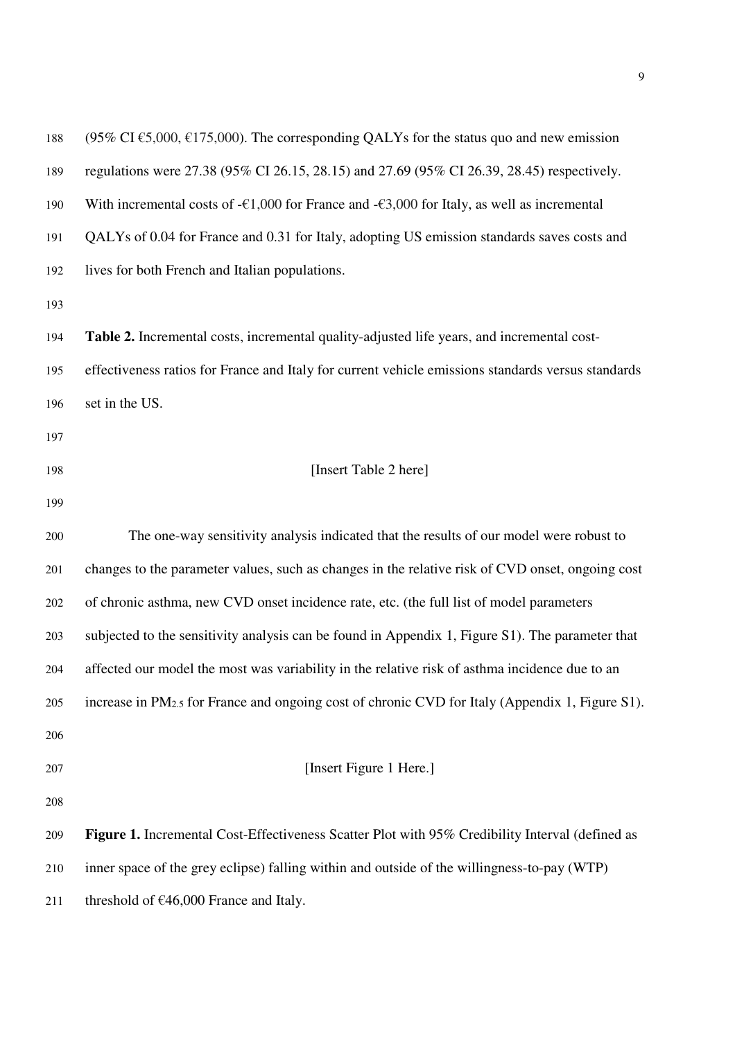(95% CI €5,000, €175,000). The corresponding QALYs for the status quo and new emission regulations were 27.38 (95% CI 26.15, 28.15) and 27.69 (95% CI 26.39, 28.45) respectively. With incremental costs of -€1,000 for France and -€3,000 for Italy, as well as incremental QALYs of 0.04 for France and 0.31 for Italy, adopting US emission standards saves costs and lives for both French and Italian populations.

**Table 2.** Incremental costs, incremental quality-adjusted life years, and incremental cost-effectiveness ratios for France and Italy for current vehicle emissions standards versus standards set in the US.

[Insert Table 2 here]

The one-way sensitivity analysis indicated that the results of our model were robust to changes to the parameter values, such as changes in the relative risk of CVD onset, ongoing cost of chronic asthma, new CVD onset incidence rate, etc. (the full list of model parameters subjected to the sensitivity analysis can be found in Appendix 1, Figure S1). The parameter that affected our model the most was variability in the relative risk of asthma incidence due to an increase in $PM_{2.5}$ for France and ongoing cost of chronic CVD for Italy (Appendix 1, Figure S1).

[Insert Figure 1 Here.]

**Figure 1.** Incremental Cost-Effectiveness Scatter Plot with 95% Credibility Interval (defined as inner space of the grey eclipse) falling within and outside of the willingness-to-pay (WTP) threshold of €46,000 France and Italy.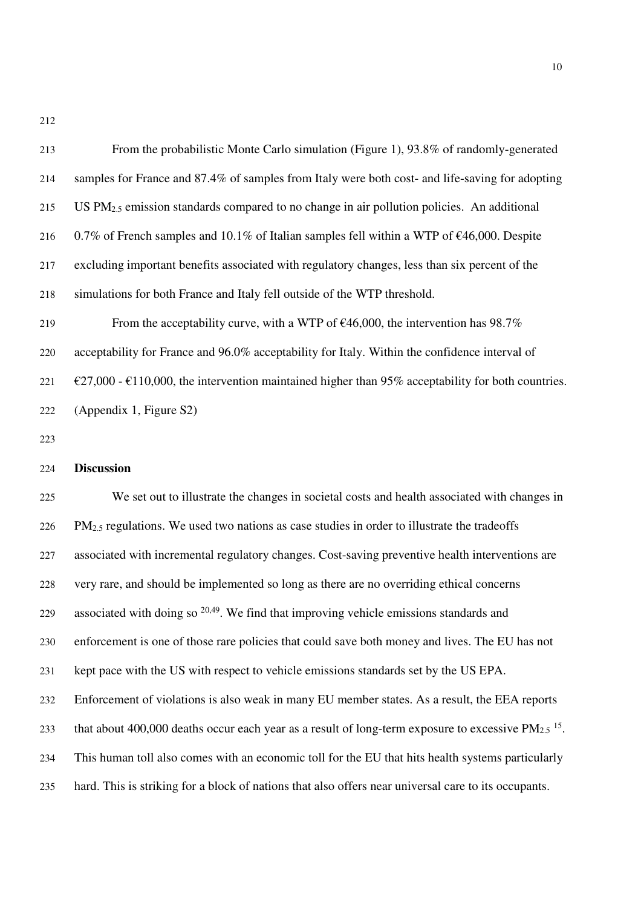From the probabilistic Monte Carlo simulation (Figure 1), 93.8% of randomly-generated samples for France and 87.4% of samples from Italy were both cost- and life-saving for adopting US $PM_{2.5}$ emission standards compared to no change in air pollution policies. An additional 0.7% of French samples and 10.1% of Italian samples fell within a WTP of €46,000. Despite excluding important benefits associated with regulatory changes, less than six percent of the simulations for both France and Italy fell outside of the WTP threshold.

From the acceptability curve, with a WTP of €46,000, the intervention has 98.7% acceptability for France and 96.0% acceptability for Italy. Within the confidence interval of €27,000 - €110,000, the intervention maintained higher than 95% acceptability for both countries. (Appendix 1, Figure S2)

## Discussion

We set out to illustrate the changes in societal costs and health associated with changes in $PM_{2.5}$ regulations. We used two nations as case studies in order to illustrate the tradeoffs associated with incremental regulatory changes. Cost-saving preventive health interventions are very rare, and should be implemented so long as there are no overriding ethical concerns associated with doing so [20,49]. We find that improving vehicle emissions standards and enforcement is one of those rare policies that could save both money and lives. The EU has not kept pace with the US with respect to vehicle emissions standards set by the US EPA. Enforcement of violations is also weak in many EU member states. As a result, the EEA reports that about 400,000 deaths occur each year as a result of long-term exposure to excessive $PM_{2.5}$ [15]. This human toll also comes with an economic toll for the EU that hits health systems particularly hard. This is striking for a block of nations that also offers near universal care to its occupants.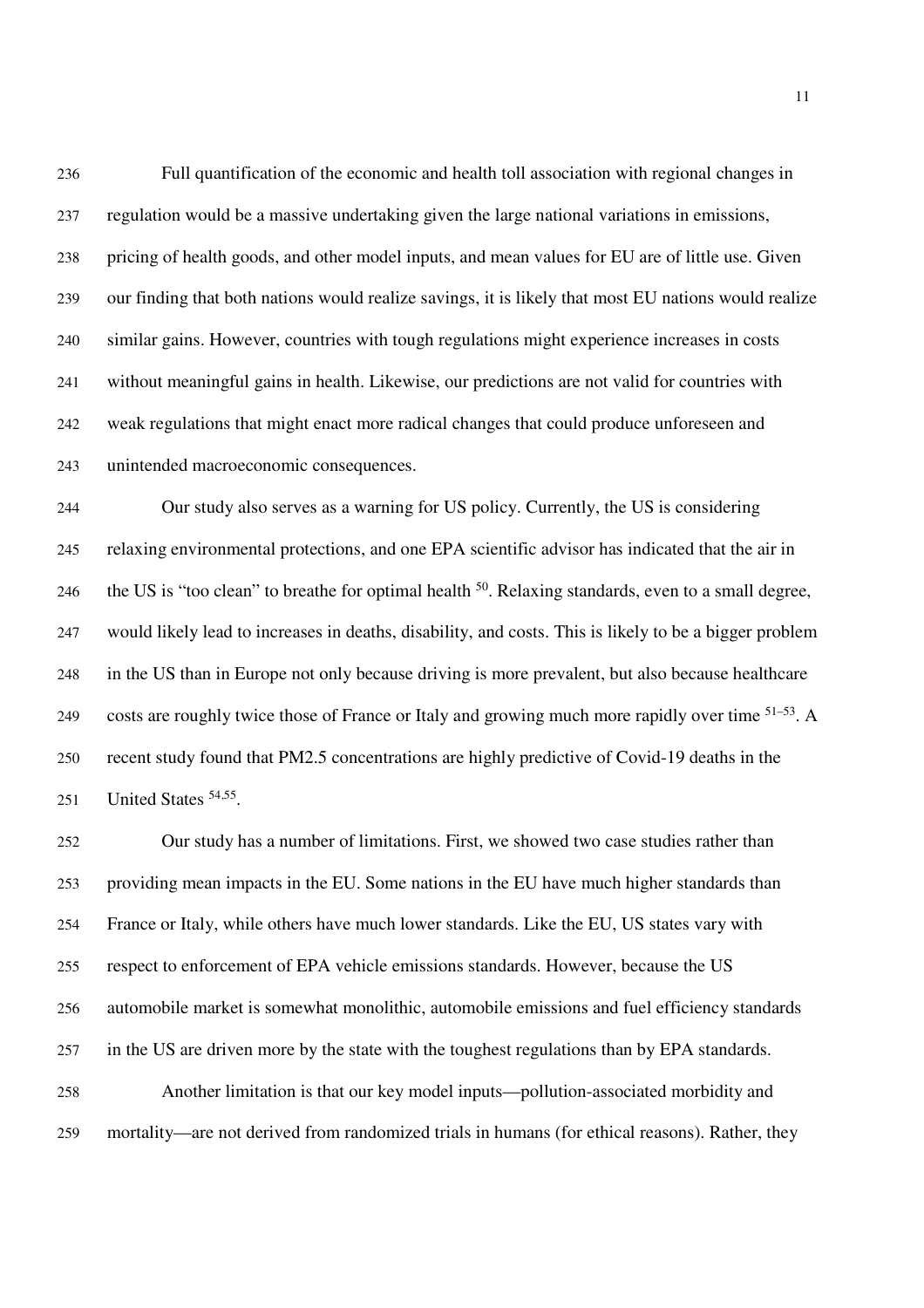Full quantification of the economic and health toll association with regional changes in regulation would be a massive undertaking given the large national variations in emissions, pricing of health goods, and other model inputs, and mean values for EU are of little use. Given our finding that both nations would realize savings, it is likely that most EU nations would realize similar gains. However, countries with tough regulations might experience increases in costs without meaningful gains in health. Likewise, our predictions are not valid for countries with weak regulations that might enact more radical changes that could produce unforeseen and unintended macroeconomic consequences.

Our study also serves as a warning for US policy. Currently, the US is considering relaxing environmental protections, and one EPA scientific advisor has indicated that the air in the US is "too clean" to breathe for optimal health [50]. Relaxing standards, even to a small degree, would likely lead to increases in deaths, disability, and costs. This is likely to be a bigger problem in the US than in Europe not only because driving is more prevalent, but also because healthcare costs are roughly twice those of France or Italy and growing much more rapidly over time [51–53]. A recent study found that PM2.5 concentrations are highly predictive of Covid-19 deaths in the United States [54,55].

Our study has a number of limitations. First, we showed two case studies rather than providing mean impacts in the EU. Some nations in the EU have much higher standards than France or Italy, while others have much lower standards. Like the EU, US states vary with respect to enforcement of EPA vehicle emissions standards. However, because the US automobile market is somewhat monolithic, automobile emissions and fuel efficiency standards in the US are driven more by the state with the toughest regulations than by EPA standards.

Another limitation is that our key model inputs—pollution-associated morbidity and mortality—are not derived from randomized trials in humans (for ethical reasons). Rather, they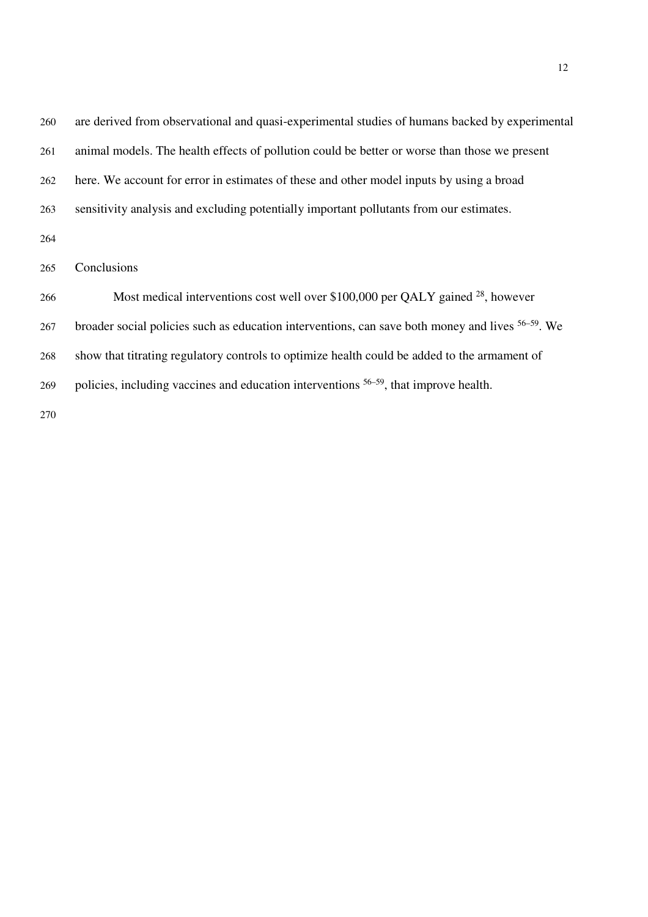are derived from observational and quasi-experimental studies of humans backed by experimental animal models. The health effects of pollution could be better or worse than those we present here. We account for error in estimates of these and other model inputs by using a broad sensitivity analysis and excluding potentially important pollutants from our estimates.

## Conclusions

Most medical interventions cost well over \$100,000 per QALY gained [28], however broader social policies such as education interventions, can save both money and lives [56–59]. We show that titrating regulatory controls to optimize health could be added to the armament of policies, including vaccines and education interventions [56–59], that improve health.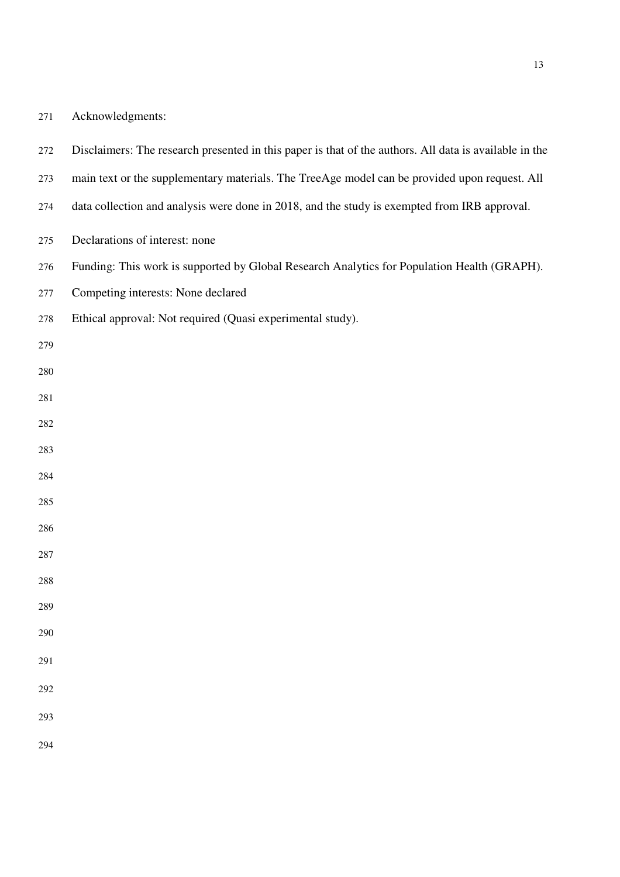Acknowledgments:

Disclaimers: The research presented in this paper is that of the authors. All data is available in the main text or the supplementary materials. The TreeAge model can be provided upon request. All data collection and analysis were done in 2018, and the study is exempted from IRB approval.

Declarations of interest: none

Funding: This work is supported by Global Research Analytics for Population Health (GRAPH).

Competing interests: None declared

Ethical approval: Not required (Quasi experimental study).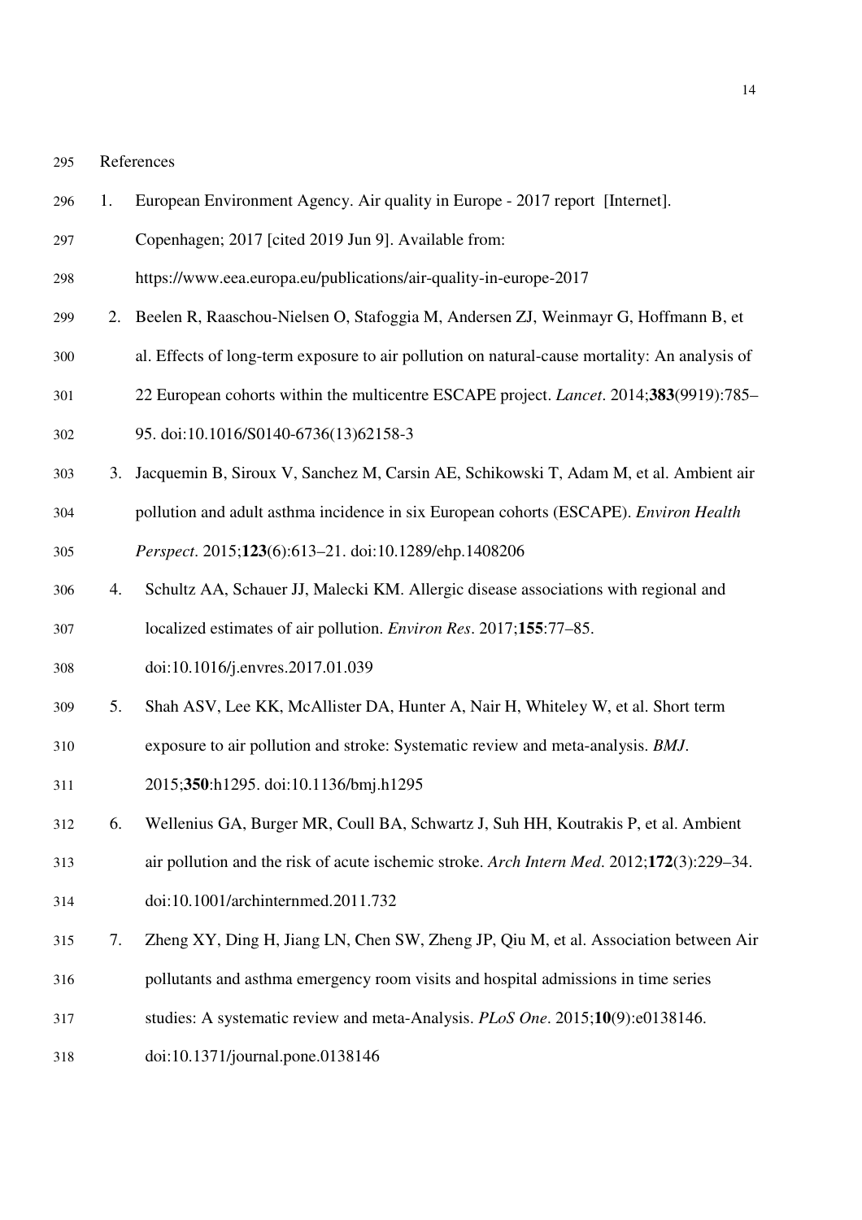## References

1. European Environment Agency. Air quality in Europe - 2017 report [Internet]. Copenhagen; 2017 [cited 2019 Jun 9]. Available from: https://www.eea.europa.eu/publications/air-quality-in-europe-2017
2. Beelen R, Raaschou-Nielsen O, Stafoggia M, Andersen ZJ, Weinmayr G, Hoffmann B, et al. Effects of long-term exposure to air pollution on natural-cause mortality: An analysis of 22 European cohorts within the multicentre ESCAPE project. *Lancet*. 2014;**383**(9919):785–95. doi:10.1016/S0140-6736(13)62158-3
3. Jacquemin B, Siroux V, Sanchez M, Carsin AE, Schikowski T, Adam M, et al. Ambient air pollution and adult asthma incidence in six European cohorts (ESCAPE). *Environ Health Perspect*. 2015;**123**(6):613–21. doi:10.1289/ehp.1408206
4. Schultz AA, Schauer JJ, Malecki KM. Allergic disease associations with regional and localized estimates of air pollution. *Environ Res*. 2017;**155**:77–85. doi:10.1016/j.envres.2017.01.039
5. Shah ASV, Lee KK, McAllister DA, Hunter A, Nair H, Whiteley W, et al. Short term exposure to air pollution and stroke: Systematic review and meta-analysis. *BMJ*. 2015;**350**:h1295. doi:10.1136/bmj.h1295
6. Wellenius GA, Burger MR, Coull BA, Schwartz J, Suh HH, Koutrakis P, et al. Ambient air pollution and the risk of acute ischemic stroke. *Arch Intern Med*. 2012;**172**(3):229–34. doi:10.1001/archinternmed.2011.732
7. Zheng XY, Ding H, Jiang LN, Chen SW, Zheng JP, Qiu M, et al. Association between Air pollutants and asthma emergency room visits and hospital admissions in time series studies: A systematic review and meta-Analysis. *PLoS One*. 2015;**10**(9):e0138146. doi:10.1371/journal.pone.0138146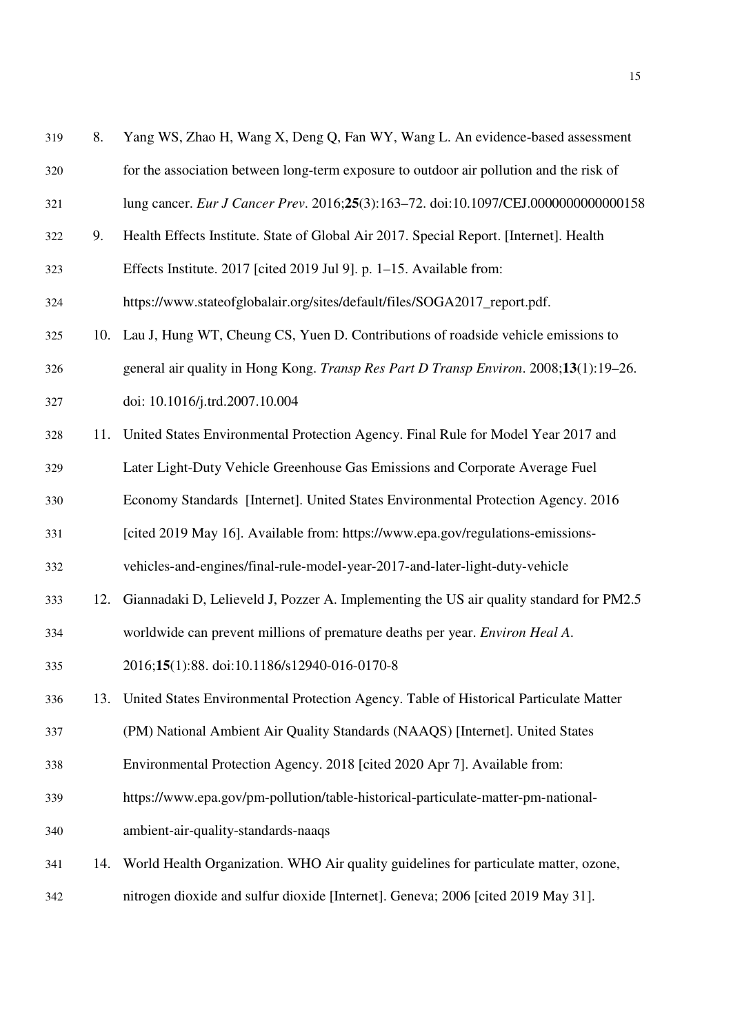8. Yang WS, Zhao H, Wang X, Deng Q, Fan WY, Wang L. An evidence-based assessment for the association between long-term exposure to outdoor air pollution and the risk of lung cancer. *Eur J Cancer Prev*. 2016;**25**(3):163–72. doi:10.1097/CEJ.0000000000000158
9. Health Effects Institute. State of Global Air 2017. Special Report. [Internet]. Health Effects Institute. 2017 [cited 2019 Jul 9]. p. 1–15. Available from: https://www.stateofglobalair.org/sites/default/files/SOGA2017_report.pdf.
10. Lau J, Hung WT, Cheung CS, Yuen D. Contributions of roadside vehicle emissions to general air quality in Hong Kong. *Transp Res Part D Transp Environ*. 2008;**13**(1):19–26. doi: 10.1016/j.trd.2007.10.004
11. United States Environmental Protection Agency. Final Rule for Model Year 2017 and Later Light-Duty Vehicle Greenhouse Gas Emissions and Corporate Average Fuel Economy Standards [Internet]. United States Environmental Protection Agency. 2016 [cited 2019 May 16]. Available from: https://www.epa.gov/regulations-emissions-vehicles-and-engines/final-rule-model-year-2017-and-later-light-duty-vehicle
12. Giannadaki D, Lelieveld J, Pozzer A. Implementing the US air quality standard for PM2.5 worldwide can prevent millions of premature deaths per year. *Environ Heal A*. 2016;**15**(1):88. doi:10.1186/s12940-016-0170-8
13. United States Environmental Protection Agency. Table of Historical Particulate Matter (PM) National Ambient Air Quality Standards (NAAQS) [Internet]. United States Environmental Protection Agency. 2018 [cited 2020 Apr 7]. Available from: https://www.epa.gov/pm-pollution/table-historical-particulate-matter-pm-national-ambient-air-quality-standards-naaqs
14. World Health Organization. WHO Air quality guidelines for particulate matter, ozone, nitrogen dioxide and sulfur dioxide [Internet]. Geneva; 2006 [cited 2019 May 31].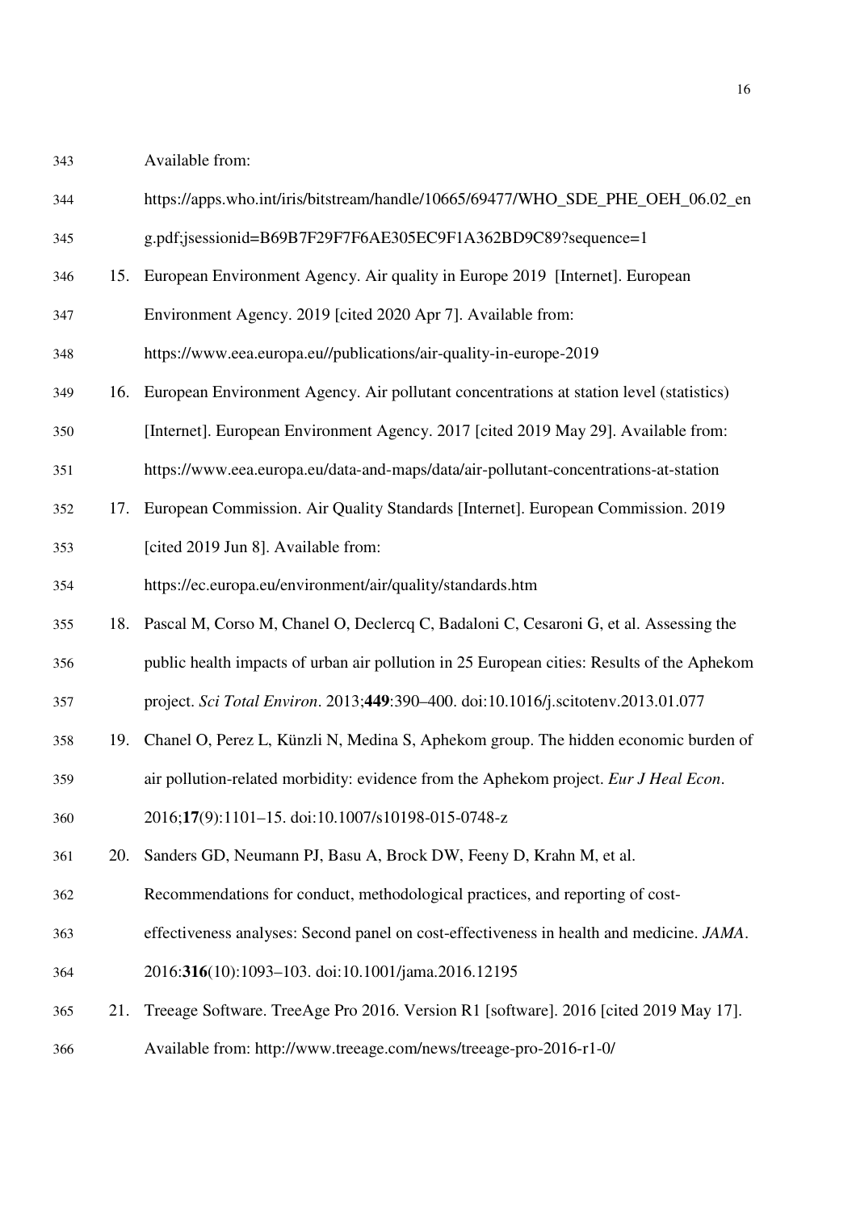Available from: https://apps.who.int/iris/bitstream/handle/10665/69477/WHO_SDE_PHE_OEH_06.02_eng.pdf;jsessionid=B69B7F29F7F6AE305EC9F1A362BD9C89?sequence=1

15. European Environment Agency. Air quality in Europe 2019 [Internet]. European Environment Agency. 2019 [cited 2020 Apr 7]. Available from: https://www.eea.europa.eu//publications/air-quality-in-europe-2019
16. European Environment Agency. Air pollutant concentrations at station level (statistics) [Internet]. European Environment Agency. 2017 [cited 2019 May 29]. Available from: https://www.eea.europa.eu/data-and-maps/data/air-pollutant-concentrations-at-station
17. European Commission. Air Quality Standards [Internet]. European Commission. 2019 [cited 2019 Jun 8]. Available from: https://ec.europa.eu/environment/air/quality/standards.htm
18. Pascal M, Corso M, Chanel O, Declercq C, Badaloni C, Cesaroni G, et al. Assessing the public health impacts of urban air pollution in 25 European cities: Results of the Aphekom project. *Sci Total Environ*. 2013;**449**:390–400. doi:10.1016/j.scitotenv.2013.01.077
19. Chanel O, Perez L, Künzli N, Medina S, Aphekom group. The hidden economic burden of air pollution-related morbidity: evidence from the Aphekom project. *Eur J Heal Econ*. 2016;**17**(9):1101–15. doi:10.1007/s10198-015-0748-z
20. Sanders GD, Neumann PJ, Basu A, Brock DW, Feeny D, Krahn M, et al. Recommendations for conduct, methodological practices, and reporting of cost-effectiveness analyses: Second panel on cost-effectiveness in health and medicine. *JAMA*. 2016:**316**(10):1093–103. doi:10.1001/jama.2016.12195
21. Treeage Software. TreeAge Pro 2016. Version R1 [software]. 2016 [cited 2019 May 17]. Available from: http://www.treeage.com/news/treeage-pro-2016-r1-0/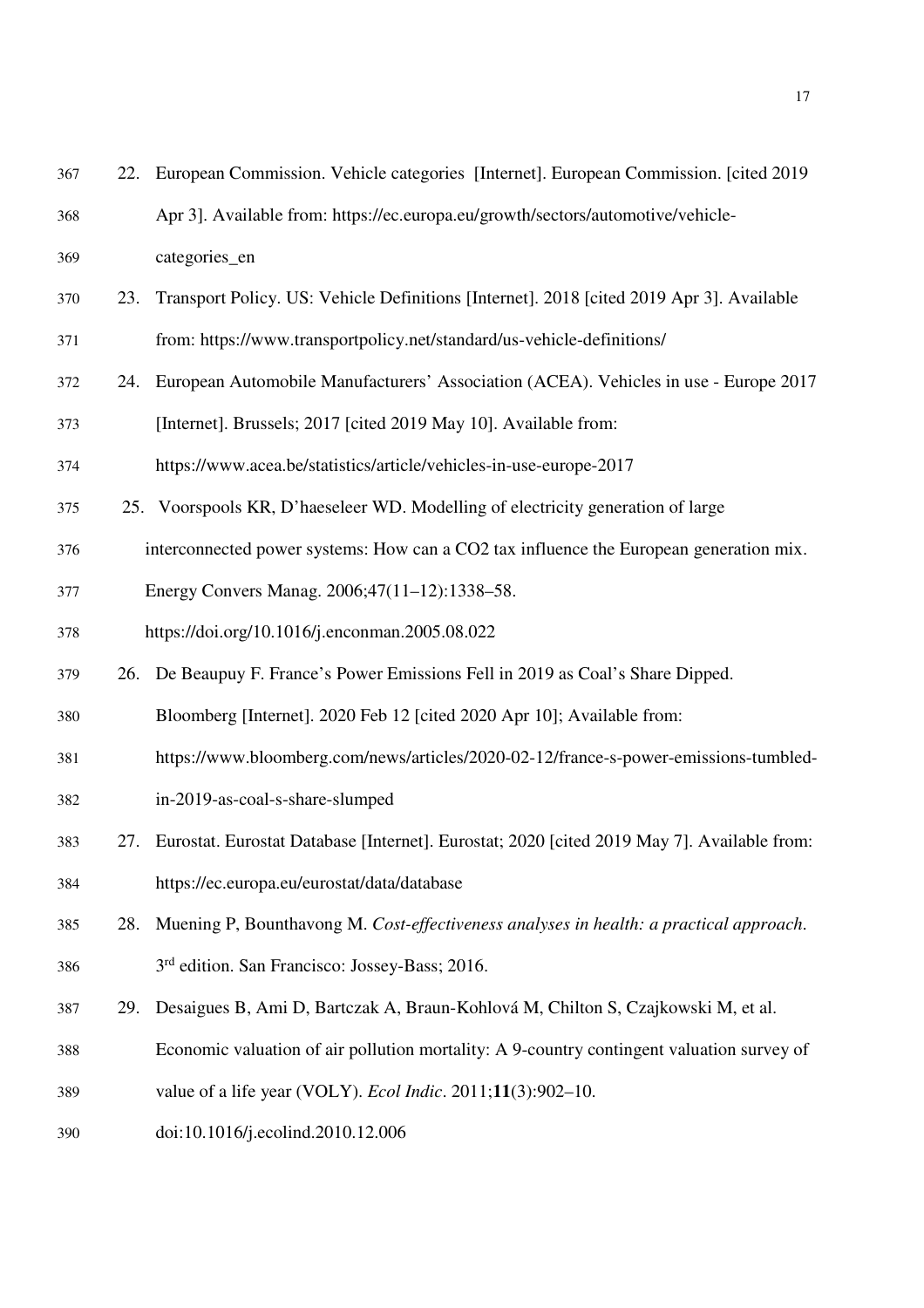22. European Commission. Vehicle categories [Internet]. European Commission. [cited 2019 Apr 3]. Available from: https://ec.europa.eu/growth/sectors/automotive/vehicle-categories_en
23. Transport Policy. US: Vehicle Definitions [Internet]. 2018 [cited 2019 Apr 3]. Available from: https://www.transportpolicy.net/standard/us-vehicle-definitions/
24. European Automobile Manufacturers' Association (ACEA). Vehicles in use - Europe 2017 [Internet]. Brussels; 2017 [cited 2019 May 10]. Available from: https://www.acea.be/statistics/article/vehicles-in-use-europe-2017
25. Voorspools KR, D'haeseleer WD. Modelling of electricity generation of large interconnected power systems: How can a CO2 tax influence the European generation mix. Energy Convers Manag. 2006;47(11–12):1338–58. https://doi.org/10.1016/j.enconman.2005.08.022
26. De Beaupuy F. France's Power Emissions Fell in 2019 as Coal's Share Dipped. Bloomberg [Internet]. 2020 Feb 12 [cited 2020 Apr 10]; Available from: https://www.bloomberg.com/news/articles/2020-02-12/france-s-power-emissions-tumbled-in-2019-as-coal-s-share-slumped
27. Eurostat. Eurostat Database [Internet]. Eurostat; 2020 [cited 2019 May 7]. Available from: https://ec.europa.eu/eurostat/data/database
28. Muening P, Bounthavong M. *Cost-effectiveness analyses in health: a practical approach*. 3rd edition. San Francisco: Jossey-Bass; 2016.
29. Desaigues B, Ami D, Bartczak A, Braun-Kohlová M, Chilton S, Czajkowski M, et al. Economic valuation of air pollution mortality: A 9-country contingent valuation survey of value of a life year (VOLY). *Ecol Indic*. 2011;**11**(3):902–10. doi:10.1016/j.ecolind.2010.12.006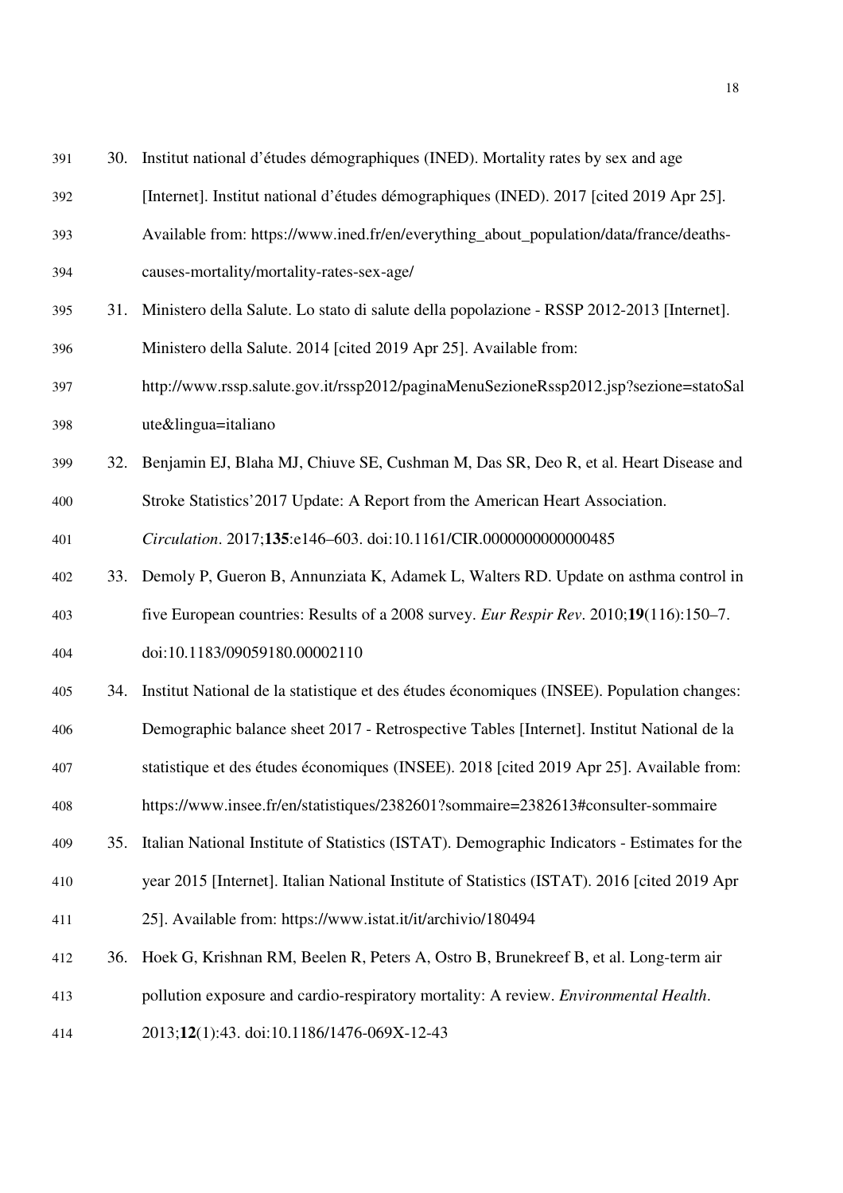30. Institut national d'études démographiques (INED). Mortality rates by sex and age [Internet]. Institut national d'études démographiques (INED). 2017 [cited 2019 Apr 25]. Available from: https://www.ined.fr/en/everything_about_population/data/france/deaths-causes-mortality/mortality-rates-sex-age/
31. Ministero della Salute. Lo stato di salute della popolazione - RSSP 2012-2013 [Internet]. Ministero della Salute. 2014 [cited 2019 Apr 25]. Available from: http://www.rssp.salute.gov.it/rssp2012/paginaMenuSezioneRssp2012.jsp?sezione=statoSalute&lingua=italiano
32. Benjamin EJ, Blaha MJ, Chiuve SE, Cushman M, Das SR, Deo R, et al. Heart Disease and Stroke Statistics'2017 Update: A Report from the American Heart Association. *Circulation*. 2017;**135**:e146–603. doi:10.1161/CIR.0000000000000485
33. Demoly P, Gueron B, Annunziata K, Adamek L, Walters RD. Update on asthma control in five European countries: Results of a 2008 survey. *Eur Respir Rev*. 2010;**19**(116):150–7. doi:10.1183/09059180.00002110
34. Institut National de la statistique et des études économiques (INSEE). Population changes: Demographic balance sheet 2017 - Retrospective Tables [Internet]. Institut National de la statistique et des études économiques (INSEE). 2018 [cited 2019 Apr 25]. Available from: https://www.insee.fr/en/statistiques/2382601?sommaire=2382613#consulter-sommaire
35. Italian National Institute of Statistics (ISTAT). Demographic Indicators - Estimates for the year 2015 [Internet]. Italian National Institute of Statistics (ISTAT). 2016 [cited 2019 Apr 25]. Available from: https://www.istat.it/it/archivio/180494
36. Hoek G, Krishnan RM, Beelen R, Peters A, Ostro B, Brunekreef B, et al. Long-term air pollution exposure and cardio-respiratory mortality: A review. *Environmental Health*. 2013;**12**(1):43. doi:10.1186/1476-069X-12-43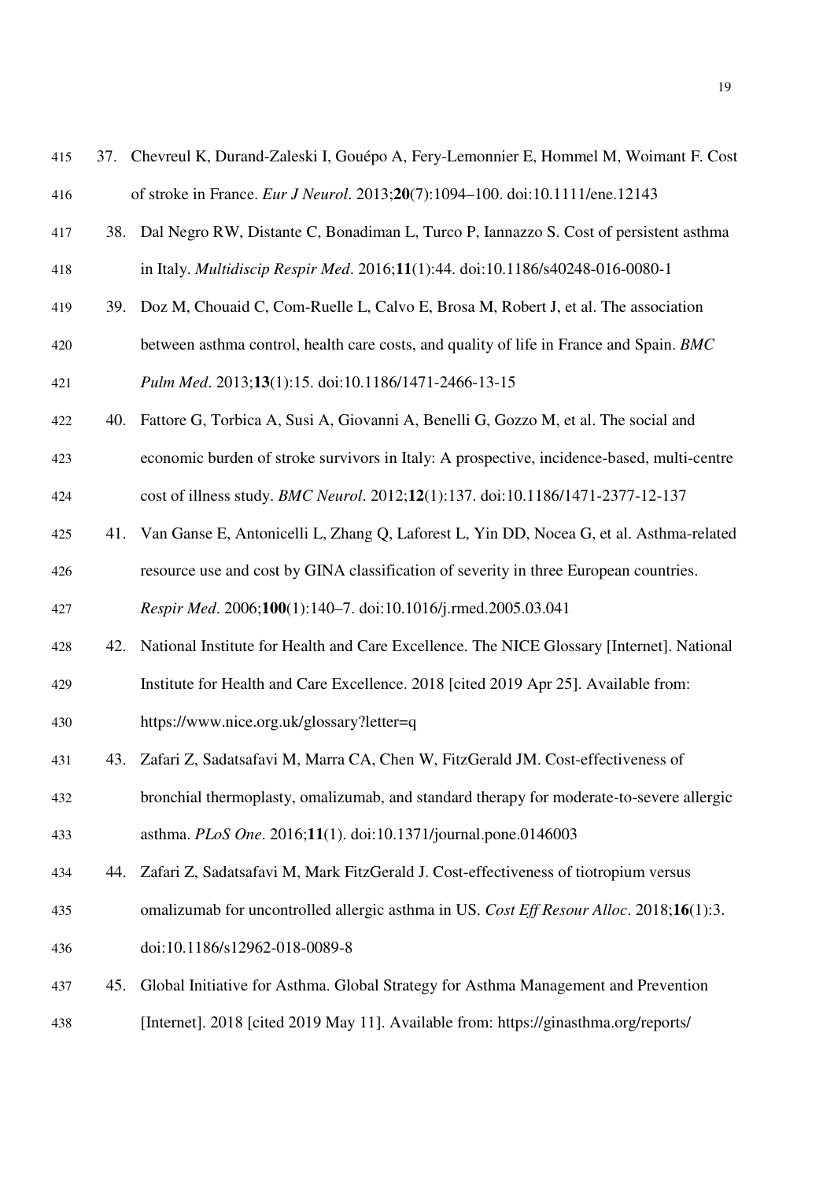37. Chevreul K, Durand-Zaleski I, Gouépo A, Fery-Lemonnier E, Hommel M, Woimant F. Cost of stroke in France. *Eur J Neurol*. 2013;**20**(7):1094–100. doi:10.1111/ene.12143

38. Dal Negro RW, Distante C, Bonadiman L, Turco P, Iannazzo S. Cost of persistent asthma in Italy. *Multidiscip Respir Med*. 2016;**11**(1):44. doi:10.1186/s40248-016-0080-1

39. Doz M, Chouaid C, Com-Ruelle L, Calvo E, Brosa M, Robert J, et al. The association between asthma control, health care costs, and quality of life in France and Spain. *BMC Pulm Med*. 2013;**13**(1):15. doi:10.1186/1471-2466-13-15

40. Fattore G, Torbica A, Susi A, Giovanni A, Benelli G, Gozzo M, et al. The social and economic burden of stroke survivors in Italy: A prospective, incidence-based, multi-centre cost of illness study. *BMC Neurol*. 2012;**12**(1):137. doi:10.1186/1471-2377-12-137

41. Van Ganse E, Antonicelli L, Zhang Q, Laforest L, Yin DD, Nocea G, et al. Asthma-related resource use and cost by GINA classification of severity in three European countries. *Respir Med*. 2006;**100**(1):140–7. doi:10.1016/j.rmed.2005.03.041

42. National Institute for Health and Care Excellence. The NICE Glossary [Internet]. National Institute for Health and Care Excellence. 2018 [cited 2019 Apr 25]. Available from: https://www.nice.org.uk/glossary?letter=q

43. Zafari Z, Sadatsafavi M, Marra CA, Chen W, FitzGerald JM. Cost-effectiveness of bronchial thermoplasty, omalizumab, and standard therapy for moderate-to-severe allergic asthma. *PLoS One*. 2016;**11**(1). doi:10.1371/journal.pone.0146003

44. Zafari Z, Sadatsafavi M, Mark FitzGerald J. Cost-effectiveness of tiotropium versus omalizumab for uncontrolled allergic asthma in US. *Cost Eff Resour Alloc*. 2018;**16**(1):3. doi:10.1186/s12962-018-0089-8

45. Global Initiative for Asthma. Global Strategy for Asthma Management and Prevention [Internet]. 2018 [cited 2019 May 11]. Available from: https://ginasthma.org/reports/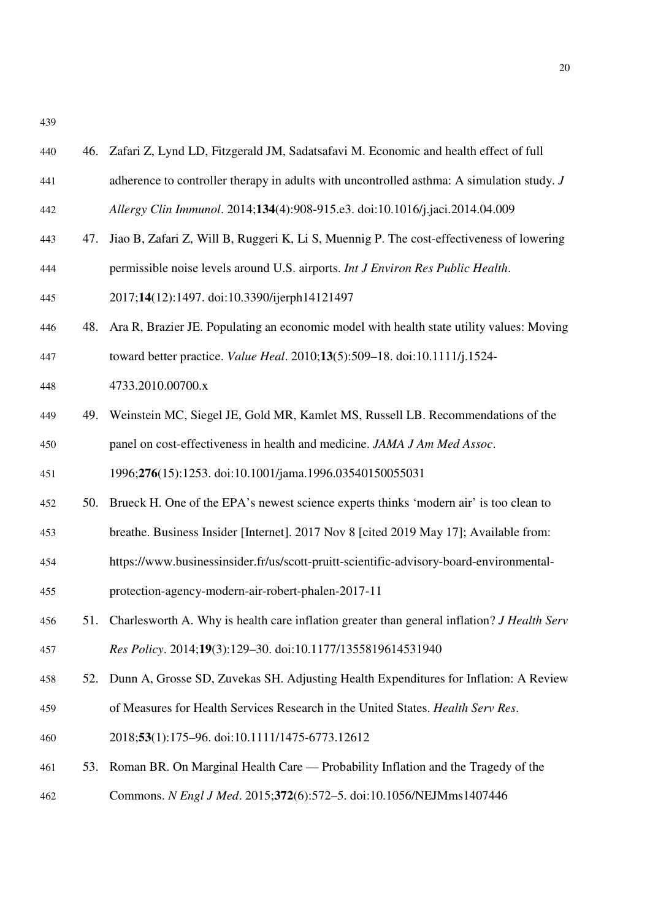46. Zafari Z, Lynd LD, Fitzgerald JM, Sadatsafavi M. Economic and health effect of full adherence to controller therapy in adults with uncontrolled asthma: A simulation study. *J Allergy Clin Immunol*. 2014;**134**(4):908-915.e3. doi:10.1016/j.jaci.2014.04.009
47. Jiao B, Zafari Z, Will B, Ruggeri K, Li S, Muennig P. The cost-effectiveness of lowering permissible noise levels around U.S. airports. *Int J Environ Res Public Health*. 2017;**14**(12):1497. doi:10.3390/ijerph14121497
48. Ara R, Brazier JE. Populating an economic model with health state utility values: Moving toward better practice. *Value Heal*. 2010;**13**(5):509–18. doi:10.1111/j.1524-4733.2010.00700.x
49. Weinstein MC, Siegel JE, Gold MR, Kamlet MS, Russell LB. Recommendations of the panel on cost-effectiveness in health and medicine. *JAMA J Am Med Assoc*. 1996;**276**(15):1253. doi:10.1001/jama.1996.03540150055031
50. Brueck H. One of the EPA's newest science experts thinks 'modern air' is too clean to breathe. Business Insider [Internet]. 2017 Nov 8 [cited 2019 May 17]; Available from: https://www.businessinsider.fr/us/scott-pruitt-scientific-advisory-board-environmental-protection-agency-modern-air-robert-phalen-2017-11
51. Charlesworth A. Why is health care inflation greater than general inflation? *J Health Serv Res Policy*. 2014;**19**(3):129–30. doi:10.1177/1355819614531940
52. Dunn A, Grosse SD, Zuvekas SH. Adjusting Health Expenditures for Inflation: A Review of Measures for Health Services Research in the United States. *Health Serv Res*. 2018;**53**(1):175–96. doi:10.1111/1475-6773.12612
53. Roman BR. On Marginal Health Care — Probability Inflation and the Tragedy of the Commons. *N Engl J Med*. 2015;**372**(6):572–5. doi:10.1056/NEJMms1407446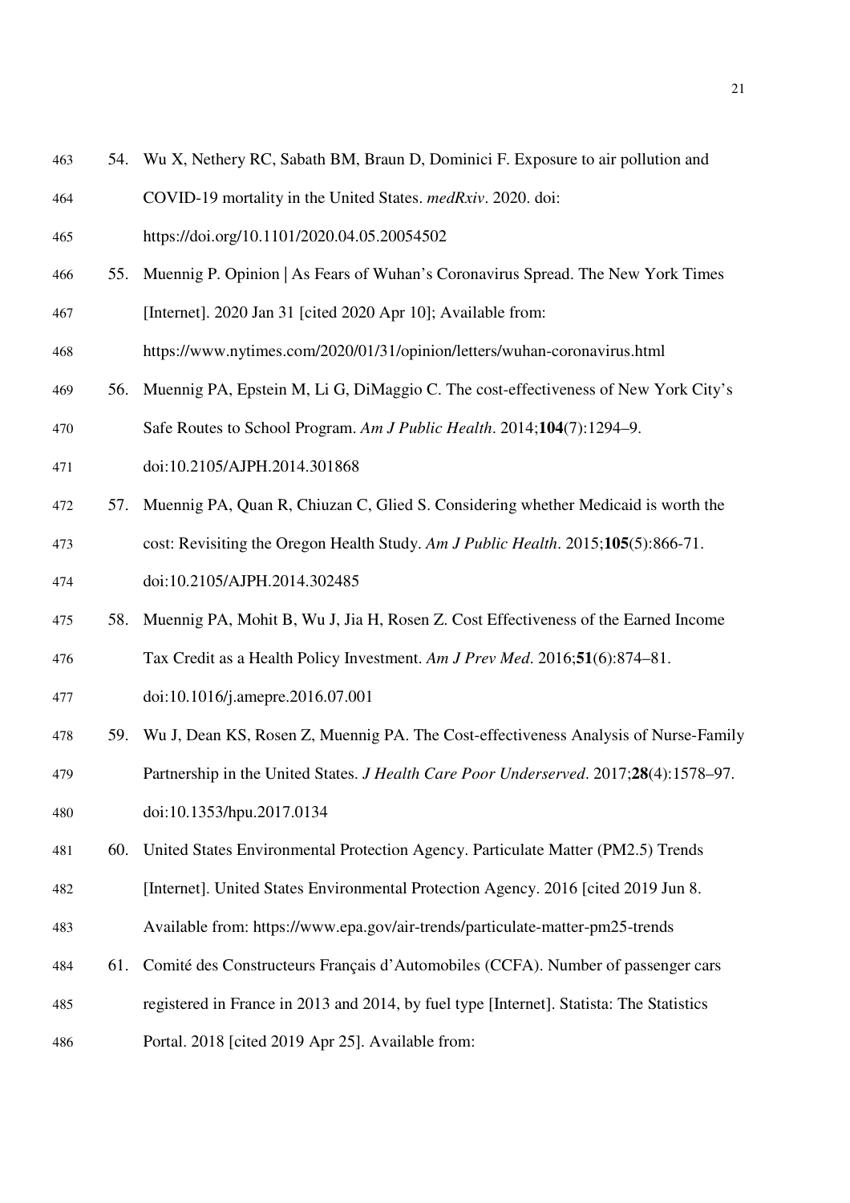54. Wu X, Nethery RC, Sabath BM, Braun D, Dominici F. Exposure to air pollution and COVID-19 mortality in the United States. *medRxiv*. 2020. doi: https://doi.org/10.1101/2020.04.05.20054502
55. Muennig P. Opinion | As Fears of Wuhan's Coronavirus Spread. The New York Times [Internet]. 2020 Jan 31 [cited 2020 Apr 10]; Available from: https://www.nytimes.com/2020/01/31/opinion/letters/wuhan-coronavirus.html
56. Muennig PA, Epstein M, Li G, DiMaggio C. The cost-effectiveness of New York City's Safe Routes to School Program. *Am J Public Health*. 2014;**104**(7):1294–9. doi:10.2105/AJPH.2014.301868
57. Muennig PA, Quan R, Chiuzan C, Glied S. Considering whether Medicaid is worth the cost: Revisiting the Oregon Health Study. *Am J Public Health*. 2015;**105**(5):866-71. doi:10.2105/AJPH.2014.302485
58. Muennig PA, Mohit B, Wu J, Jia H, Rosen Z. Cost Effectiveness of the Earned Income Tax Credit as a Health Policy Investment. *Am J Prev Med*. 2016;**51**(6):874–81. doi:10.1016/j.amepre.2016.07.001
59. Wu J, Dean KS, Rosen Z, Muennig PA. The Cost-effectiveness Analysis of Nurse-Family Partnership in the United States. *J Health Care Poor Underserved*. 2017;**28**(4):1578–97. doi:10.1353/hpu.2017.0134
60. United States Environmental Protection Agency. Particulate Matter (PM2.5) Trends [Internet]. United States Environmental Protection Agency. 2016 [cited 2019 Jun 8. Available from: https://www.epa.gov/air-trends/particulate-matter-pm25-trends
61. Comité des Constructeurs Français d'Automobiles (CCFA). Number of passenger cars registered in France in 2013 and 2014, by fuel type [Internet]. Statista: The Statistics Portal. 2018 [cited 2019 Apr 25]. Available from: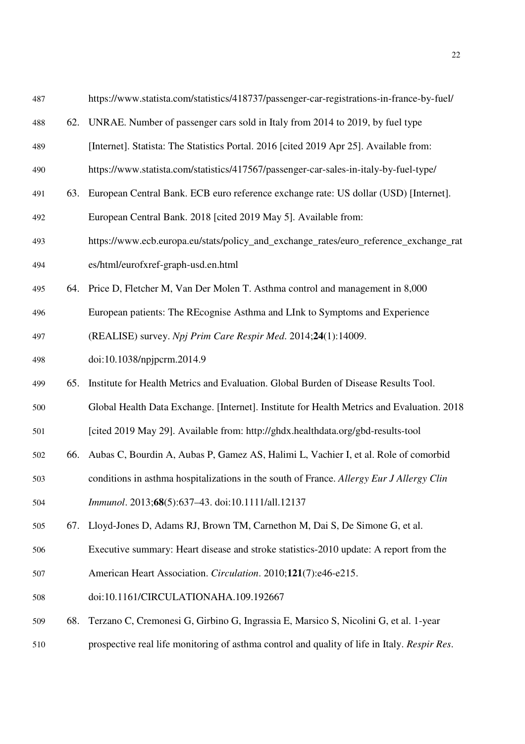https://www.statista.com/statistics/418737/passenger-car-registrations-in-france-by-fuel/

62. UNRAE. Number of passenger cars sold in Italy from 2014 to 2019, by fuel type [Internet]. Statista: The Statistics Portal. 2016 [cited 2019 Apr 25]. Available from: https://www.statista.com/statistics/417567/passenger-car-sales-in-italy-by-fuel-type/
63. European Central Bank. ECB euro reference exchange rate: US dollar (USD) [Internet]. European Central Bank. 2018 [cited 2019 May 5]. Available from: https://www.ecb.europa.eu/stats/policy_and_exchange_rates/euro_reference_exchange_rates/html/eurofxref-graph-usd.en.html
64. Price D, Fletcher M, Van Der Molen T. Asthma control and management in 8,000 European patients: The REcognise Asthma and LInk to Symptoms and Experience (REALISE) survey. *Npj Prim Care Respir Med*. 2014;**24**(1):14009. doi:10.1038/npjpcrm.2014.9
65. Institute for Health Metrics and Evaluation. Global Burden of Disease Results Tool. Global Health Data Exchange. [Internet]. Institute for Health Metrics and Evaluation. 2018 [cited 2019 May 29]. Available from: http://ghdx.healthdata.org/gbd-results-tool
66. Aubas C, Bourdin A, Aubas P, Gamez AS, Halimi L, Vachier I, et al. Role of comorbid conditions in asthma hospitalizations in the south of France. *Allergy Eur J Allergy Clin Immunol*. 2013;**68**(5):637–43. doi:10.1111/all.12137
67. Lloyd-Jones D, Adams RJ, Brown TM, Carnethon M, Dai S, De Simone G, et al. Executive summary: Heart disease and stroke statistics-2010 update: A report from the American Heart Association. *Circulation*. 2010;**121**(7):e46-e215. doi:10.1161/CIRCULATIONAHA.109.192667
68. Terzano C, Cremonesi G, Girbino G, Ingrassia E, Marsico S, Nicolini G, et al. 1-year prospective real life monitoring of asthma control and quality of life in Italy. *Respir Res*.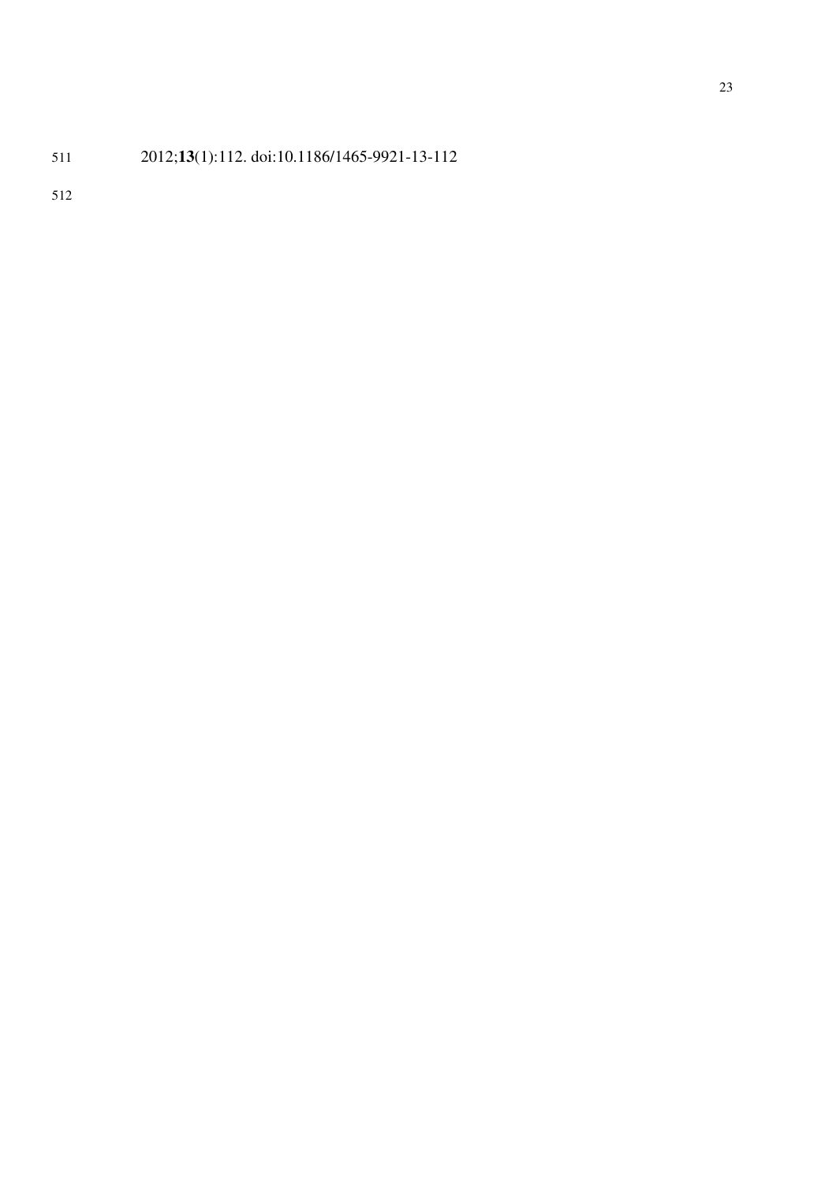2012;**13**(1):112. doi:10.1186/1465-9921-13-112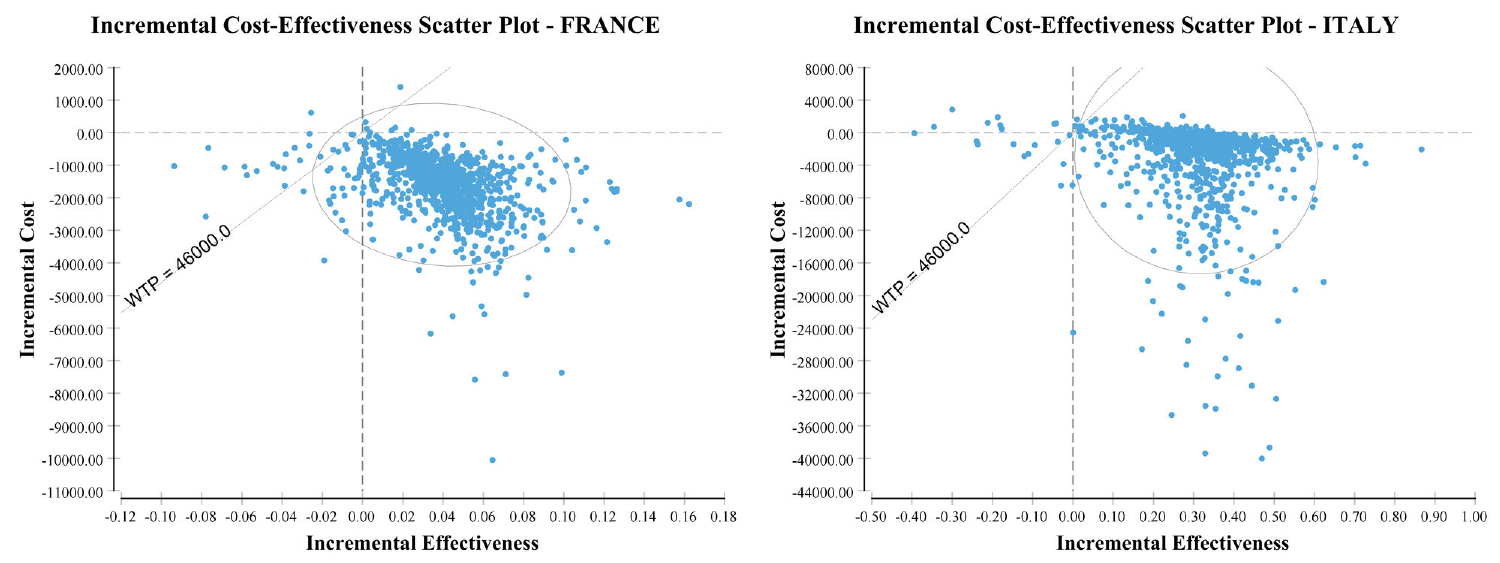**Incremental Cost-Effectiveness Scatter Plot - FRANCE**

WTP = 46000.0

Incremental Cost

Incremental Effectiveness

**Incremental Cost-Effectiveness Scatter Plot - ITALY**

WTP = 46000.0

Incremental Cost

Incremental Effectiveness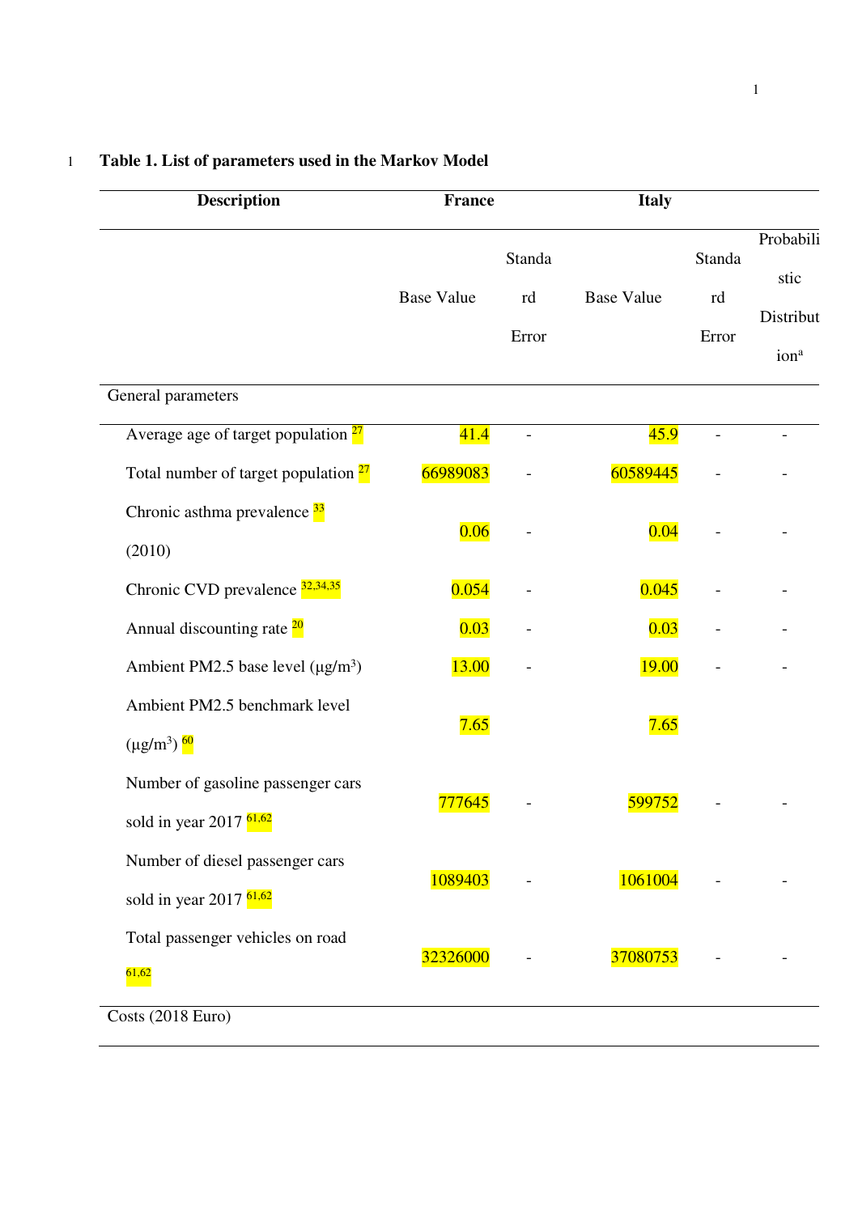**Table 1. List of parameters used in the Markov Model**

| Description | France | | Italy | | |
|---|---|---|---|---|---|
| | Base Value | Standard Error | Base Value | Standard Error | Probabilistic Distribution[a] |
| General parameters | | | | | |
| Average age of target population [27] | 41.4 | - | 45.9 | - | - |
| Total number of target population [27] | 66989083 | - | 60589445 | - | - |
| Chronic asthma prevalence [33] (2010) | 0.06 | - | 0.04 | - | - |
| Chronic CVD prevalence [32,34,35] | 0.054 | - | 0.045 | - | - |
| Annual discounting rate [20] | 0.03 | - | 0.03 | - | - |
| Ambient PM2.5 base level (μg/m$^3$) | 13.00 | - | 19.00 | - | - |
| Ambient PM2.5 benchmark level (μg/m$^3$) [60] | 7.65 | | 7.65 | | |
| Number of gasoline passenger cars sold in year 2017 [61,62] | 777645 | - | 599752 | - | - |
| Number of diesel passenger cars sold in year 2017 [61,62] | 1089403 | - | 1061004 | - | - |
| Total passenger vehicles on road [61,62] | 32326000 | - | 37080753 | - | - |
| Costs (2018 Euro) | | | | | |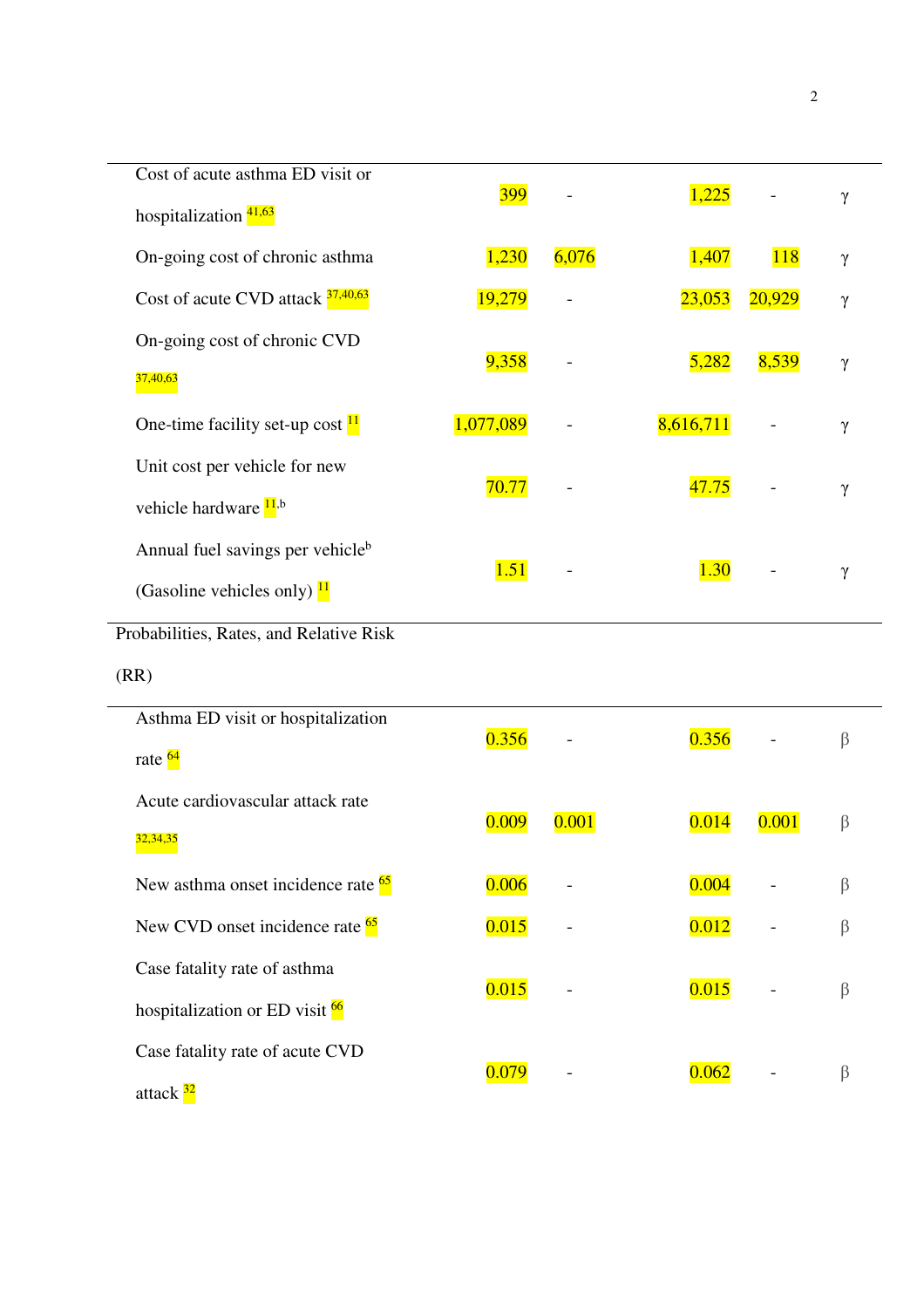| | | | | | |
|---|---|---|---|---|---|
| Cost of acute asthma ED visit or hospitalization [41,63] | 399 | - | 1,225 | - | γ |
| On-going cost of chronic asthma | 1,230 | 6,076 | 1,407 | 118 | γ |
| Cost of acute CVD attack [37,40,63] | 19,279 | - | 23,053 | 20,929 | γ |
| On-going cost of chronic CVD [37,40,63] | 9,358 | - | 5,282 | 8,539 | γ |
| One-time facility set-up cost [11] | 1,077,089 | - | 8,616,711 | - | γ |
| Unit cost per vehicle for new vehicle hardware [11,b] | 70.77 | - | 47.75 | - | γ |
| Annual fuel savings per vehicle[b] (Gasoline vehicles only) [11] | 1.51 | - | 1.30 | - | γ |
| **Probabilities, Rates, and Relative Risk (RR)** | | | | | |
| Asthma ED visit or hospitalization rate [64] | 0.356 | - | 0.356 | - | β |
| Acute cardiovascular attack rate [32,34,35] | 0.009 | 0.001 | 0.014 | 0.001 | β |
| New asthma onset incidence rate [65] | 0.006 | - | 0.004 | - | β |
| New CVD onset incidence rate [65] | 0.015 | - | 0.012 | - | β |
| Case fatality rate of asthma hospitalization or ED visit [66] | 0.015 | - | 0.015 | - | β |
| Case fatality rate of acute CVD attack [32] | 0.079 | - | 0.062 | - | β |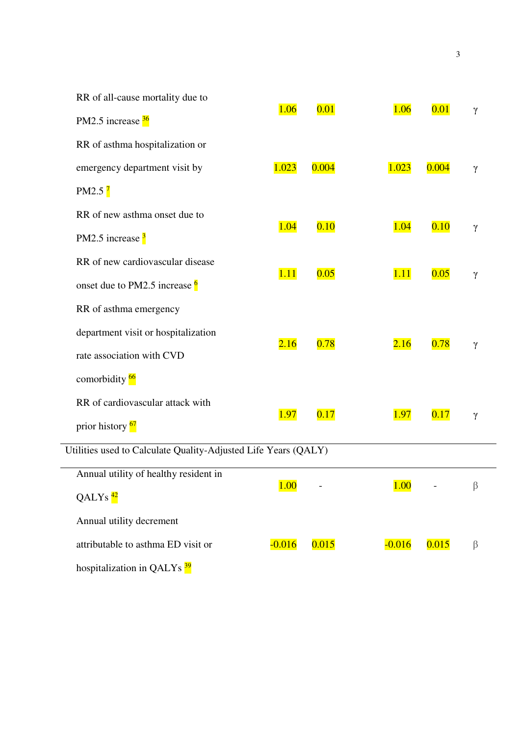| | | | | | |
|---|---|---|---|---|---|
| RR of all-cause mortality due to PM2.5 increase [36] | 1.06 | 0.01 | 1.06 | 0.01 | γ |
| RR of asthma hospitalization or emergency department visit by PM2.5 [7] | 1.023 | 0.004 | 1.023 | 0.004 | γ |
| RR of new asthma onset due to PM2.5 increase [3] | 1.04 | 0.10 | 1.04 | 0.10 | γ |
| RR of new cardiovascular disease onset due to PM2.5 increase [6] | 1.11 | 0.05 | 1.11 | 0.05 | γ |
| RR of asthma emergency department visit or hospitalization rate association with CVD comorbidity [66] | 2.16 | 0.78 | 2.16 | 0.78 | γ |
| RR of cardiovascular attack with prior history [67] | 1.97 | 0.17 | 1.97 | 0.17 | γ |
| Utilities used to Calculate Quality-Adjusted Life Years (QALY) | | | | | |
| Annual utility of healthy resident in QALYs [42] | 1.00 | - | 1.00 | - | β |
| Annual utility decrement attributable to asthma ED visit or hospitalization in QALYs [39] | -0.016 | 0.015 | -0.016 | 0.015 | β |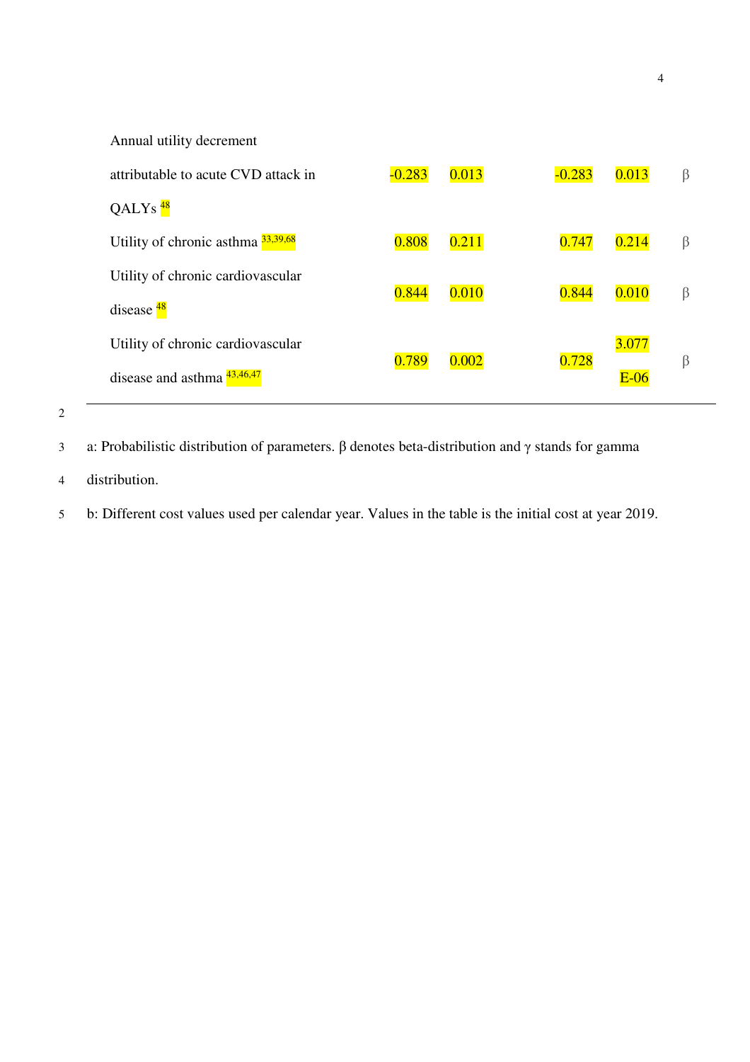| | | | | | |
|---|---|---|---|---|---|
| Annual utility decrement attributable to acute CVD attack in QALYs [48] | -0.283 | 0.013 | -0.283 | 0.013 | β |
| Utility of chronic asthma [33,39,68] | 0.808 | 0.211 | 0.747 | 0.214 | β |
| Utility of chronic cardiovascular disease [48] | 0.844 | 0.010 | 0.844 | 0.010 | β |
| Utility of chronic cardiovascular disease and asthma [43,46,47] | 0.789 | 0.002 | 0.728 | 3.077 E-06 | β |

a: Probabilistic distribution of parameters. β denotes beta-distribution and γ stands for gamma distribution.

b: Different cost values used per calendar year. Values in the table is the initial cost at year 2019.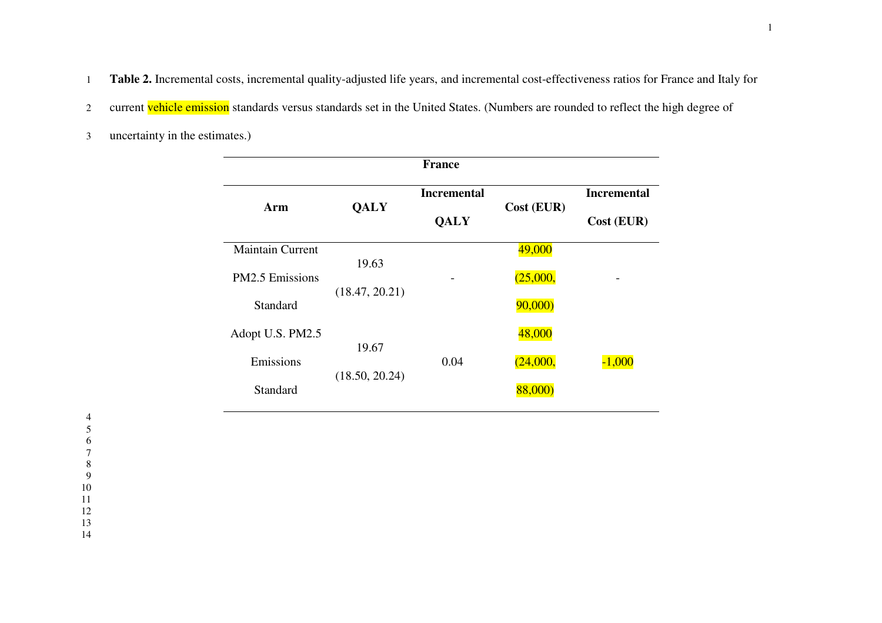**Table 2.** Incremental costs, incremental quality-adjusted life years, and incremental cost-effectiveness ratios for France and Italy for current vehicle emission standards versus standards set in the United States. (Numbers are rounded to reflect the high degree of uncertainty in the estimates.)

| France | | | | |
|---|---|---|---|---|
| Arm | QALY | Incremental QALY | Cost (EUR) | Incremental Cost (EUR) |
| Maintain Current PM2.5 Emissions Standard | 19.63 (18.47, 20.21) | - | 49,000 (25,000, 90,000) | - |
| Adopt U.S. PM2.5 Emissions Standard | 19.67 (18.50, 20.24) | 0.04 | 48,000 (24,000, 88,000) | -1,000 |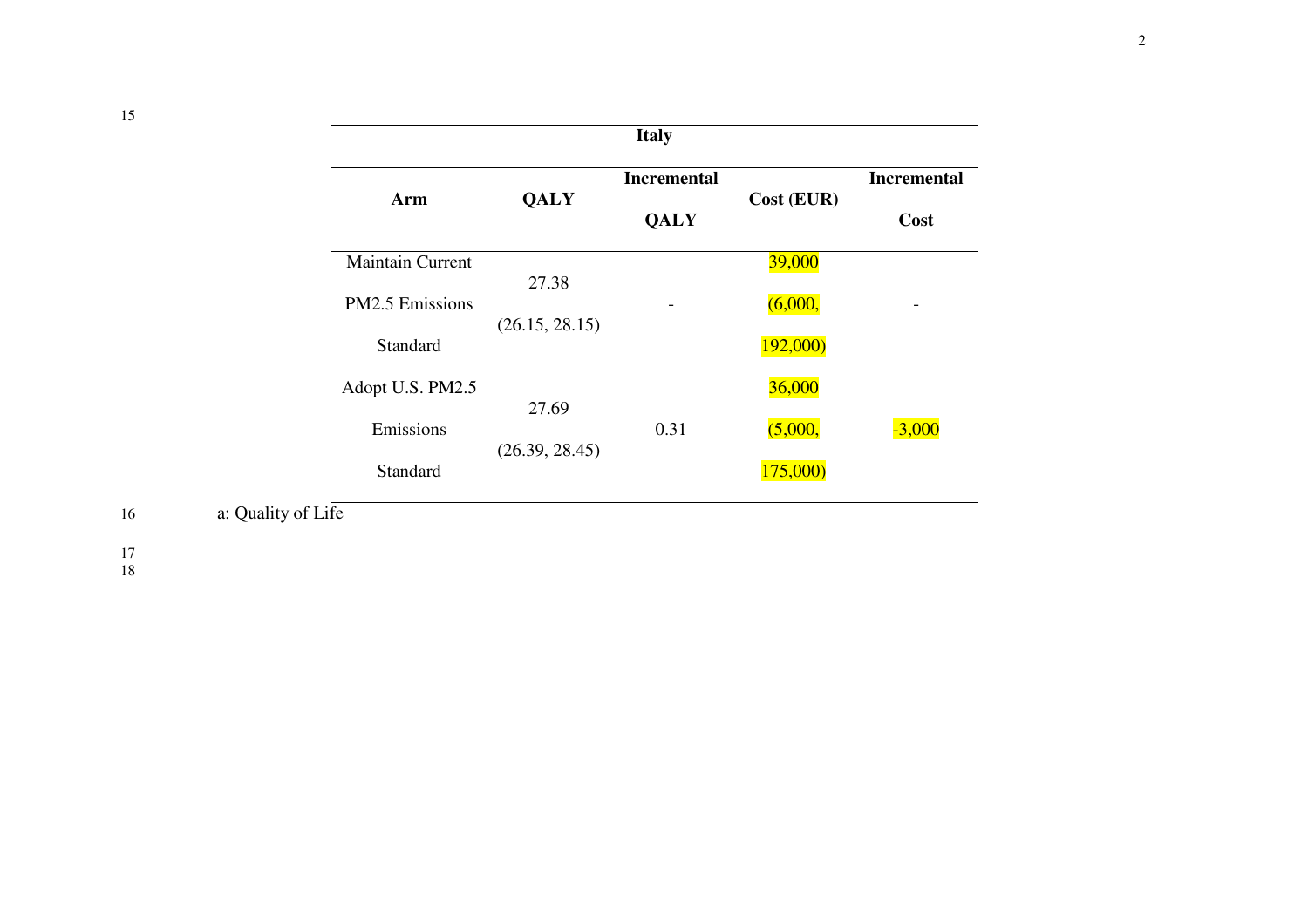| Italy | | | | |
|---|---|---|---|---|
| **Arm** | **QALY** | **Incremental QALY** | **Cost (EUR)** | **Incremental Cost** |
| Maintain Current PM2.5 Emissions Standard | 27.38 (26.15, 28.15) | - | 39,000 (6,000, 192,000) | - |
| Adopt U.S. PM2.5 Emissions Standard | 27.69 (26.39, 28.45) | 0.31 | 36,000 (5,000, 175,000) | -3,000 |

a: Quality of Life